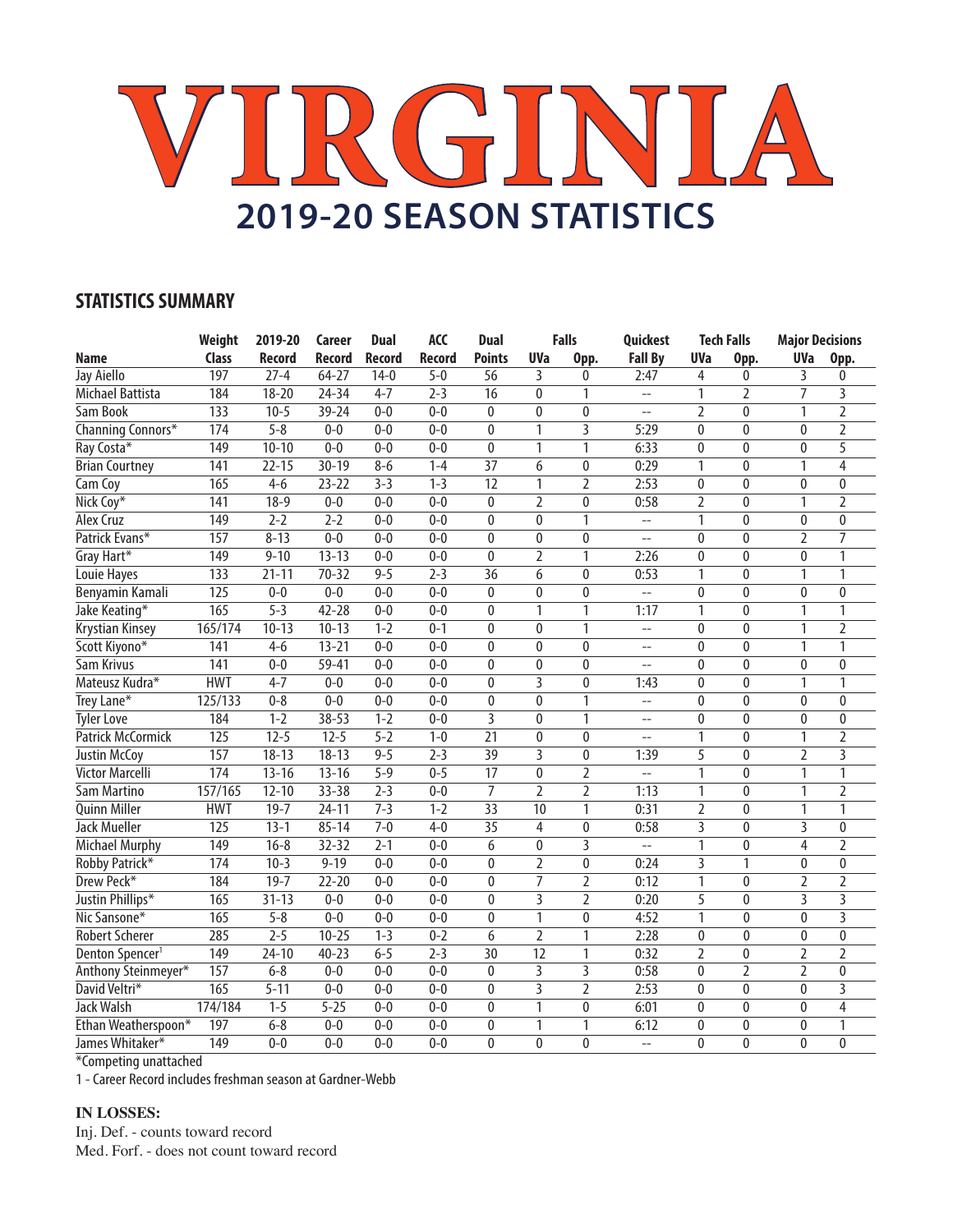# VIRGINIA

## 2019-20 SEASON STATISTICS

### STATISTICS SUMMARY

| Name | Weight Class | 2019-20 Record | Career Record | Dual Record | ACC Record | Dual Points | Falls UVa | Falls Opp. | Quickest Fall By | Tech Falls UVa | Tech Falls Opp. | Major Decisions UVa | Major Decisions Opp. |
|---|---|---|---|---|---|---|---|---|---|---|---|---|---|
| Jay Aiello | 197 | 27-4 | 64-27 | 14-0 | 5-0 | 56 | 3 | 0 | 2:47 | 4 | 0 | 3 | 0 |
| Michael Battista | 184 | 18-20 | 24-34 | 4-7 | 2-3 | 16 | 0 | 1 | -- | 1 | 2 | 7 | 3 |
| Sam Book | 133 | 10-5 | 39-24 | 0-0 | 0-0 | 0 | 0 | 0 | -- | 2 | 0 | 1 | 2 |
| Channing Connors* | 174 | 5-8 | 0-0 | 0-0 | 0-0 | 0 | 1 | 3 | 5:29 | 0 | 0 | 0 | 2 |
| Ray Costa* | 149 | 10-10 | 0-0 | 0-0 | 0-0 | 0 | 1 | 1 | 6:33 | 0 | 0 | 0 | 5 |
| Brian Courtney | 141 | 22-15 | 30-19 | 8-6 | 1-4 | 37 | 6 | 0 | 0:29 | 1 | 0 | 1 | 4 |
| Cam Coy | 165 | 4-6 | 23-22 | 3-3 | 1-3 | 12 | 1 | 2 | 2:53 | 0 | 0 | 0 | 0 |
| Nick Coy* | 141 | 18-9 | 0-0 | 0-0 | 0-0 | 0 | 2 | 0 | 0:58 | 2 | 0 | 1 | 2 |
| Alex Cruz | 149 | 2-2 | 2-2 | 0-0 | 0-0 | 0 | 0 | 1 | -- | 1 | 0 | 0 | 0 |
| Patrick Evans* | 157 | 8-13 | 0-0 | 0-0 | 0-0 | 0 | 0 | 0 | -- | 0 | 0 | 2 | 7 |
| Gray Hart* | 149 | 9-10 | 13-13 | 0-0 | 0-0 | 0 | 2 | 1 | 2:26 | 0 | 0 | 0 | 1 |
| Louie Hayes | 133 | 21-11 | 70-32 | 9-5 | 2-3 | 36 | 6 | 0 | 0:53 | 1 | 0 | 1 | 1 |
| Benyamin Kamali | 125 | 0-0 | 0-0 | 0-0 | 0-0 | 0 | 0 | 0 | -- | 0 | 0 | 0 | 0 |
| Jake Keating* | 165 | 5-3 | 42-28 | 0-0 | 0-0 | 0 | 1 | 1 | 1:17 | 1 | 0 | 1 | 1 |
| Krystian Kinsey | 165/174 | 10-13 | 10-13 | 1-2 | 0-1 | 0 | 0 | 1 | -- | 0 | 0 | 1 | 2 |
| Scott Kiyono* | 141 | 4-6 | 13-21 | 0-0 | 0-0 | 0 | 0 | 0 | -- | 0 | 0 | 1 | 1 |
| Sam Krivus | 141 | 0-0 | 59-41 | 0-0 | 0-0 | 0 | 0 | 0 | -- | 0 | 0 | 0 | 0 |
| Mateusz Kudra* | HWT | 4-7 | 0-0 | 0-0 | 0-0 | 0 | 3 | 0 | 1:43 | 0 | 0 | 1 | 1 |
| Trey Lane* | 125/133 | 0-8 | 0-0 | 0-0 | 0-0 | 0 | 0 | 1 | -- | 0 | 0 | 0 | 0 |
| Tyler Love | 184 | 1-2 | 38-53 | 1-2 | 0-0 | 3 | 0 | 1 | -- | 0 | 0 | 0 | 0 |
| Patrick McCormick | 125 | 12-5 | 12-5 | 5-2 | 1-0 | 21 | 0 | 0 | -- | 1 | 0 | 1 | 2 |
| Justin McCoy | 157 | 18-13 | 18-13 | 9-5 | 2-3 | 39 | 3 | 0 | 1:39 | 5 | 0 | 2 | 3 |
| Victor Marcelli | 174 | 13-16 | 13-16 | 5-9 | 0-5 | 17 | 0 | 2 | -- | 1 | 0 | 1 | 1 |
| Sam Martino | 157/165 | 12-10 | 33-38 | 2-3 | 0-0 | 7 | 2 | 2 | 1:13 | 1 | 0 | 1 | 2 |
| Quinn Miller | HWT | 19-7 | 24-11 | 7-3 | 1-2 | 33 | 10 | 1 | 0:31 | 2 | 0 | 1 | 1 |
| Jack Mueller | 125 | 13-1 | 85-14 | 7-0 | 4-0 | 35 | 4 | 0 | 0:58 | 3 | 0 | 3 | 0 |
| Michael Murphy | 149 | 16-8 | 32-32 | 2-1 | 0-0 | 6 | 0 | 3 | -- | 1 | 0 | 4 | 2 |
| Robby Patrick* | 174 | 10-3 | 9-19 | 0-0 | 0-0 | 0 | 2 | 0 | 0:24 | 3 | 1 | 0 | 0 |
| Drew Peck* | 184 | 19-7 | 22-20 | 0-0 | 0-0 | 0 | 7 | 2 | 0:12 | 1 | 0 | 2 | 2 |
| Justin Phillips* | 165 | 31-13 | 0-0 | 0-0 | 0-0 | 0 | 3 | 2 | 0:20 | 5 | 0 | 3 | 3 |
| Nic Sansone* | 165 | 5-8 | 0-0 | 0-0 | 0-0 | 0 | 1 | 0 | 4:52 | 1 | 0 | 0 | 3 |
| Robert Scherer | 285 | 2-5 | 10-25 | 1-3 | 0-2 | 6 | 2 | 1 | 2:28 | 0 | 0 | 0 | 0 |
| Denton Spencer[1] | 149 | 24-10 | 40-23 | 6-5 | 2-3 | 30 | 12 | 1 | 0:32 | 2 | 0 | 2 | 2 |
| Anthony Steinmeyer* | 157 | 6-8 | 0-0 | 0-0 | 0-0 | 0 | 3 | 3 | 0:58 | 0 | 2 | 2 | 0 |
| David Veltri* | 165 | 5-11 | 0-0 | 0-0 | 0-0 | 0 | 3 | 2 | 2:53 | 0 | 0 | 0 | 3 |
| Jack Walsh | 174/184 | 1-5 | 5-25 | 0-0 | 0-0 | 0 | 1 | 0 | 6:01 | 0 | 0 | 0 | 4 |
| Ethan Weatherspoon* | 197 | 6-8 | 0-0 | 0-0 | 0-0 | 0 | 1 | 1 | 6:12 | 0 | 0 | 0 | 1 |
| James Whitaker* | 149 | 0-0 | 0-0 | 0-0 | 0-0 | 0 | 0 | 0 | -- | 0 | 0 | 0 | 0 |

*Competing unattached

1 - Career Record includes freshman season at Gardner-Webb

**IN LOSSES:**

Inj. Def. - counts toward record

Med. Forf. - does not count toward record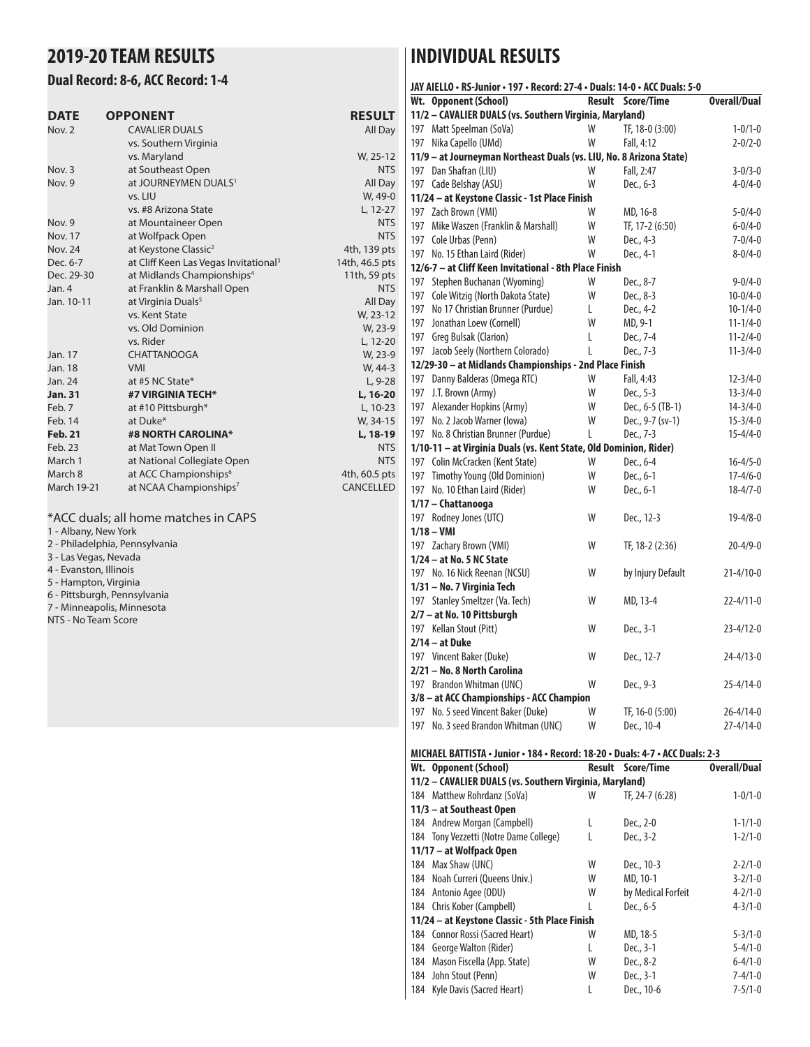## 2019-20 TEAM RESULTS

### Dual Record: 8-6, ACC Record: 1-4

| DATE | OPPONENT | RESULT |
|---|---|---|
| Nov. 2 | CAVALIER DUALS | All Day |
| | vs. Southern Virginia | |
| | vs. Maryland | W, 25-12 |
| Nov. 3 | at Southeast Open | NTS |
| Nov. 9 | at JOURNEYMEN DUALS[1] | All Day |
| | vs. LIU | W, 49-0 |
| | vs. #8 Arizona State | L, 12-27 |
| Nov. 9 | at Mountaineer Open | NTS |
| Nov. 17 | at Wolfpack Open | NTS |
| Nov. 24 | at Keystone Classic[2] | 4th, 139 pts |
| Dec. 6-7 | at Cliff Keen Las Vegas Invitational[3] | 14th, 46.5 pts |
| Dec. 29-30 | at Midlands Championships[4] | 11th, 59 pts |
| Jan. 4 | at Franklin & Marshall Open | NTS |
| Jan. 10-11 | at Virginia Duals[5] | All Day |
| | vs. Kent State | W, 23-12 |
| | vs. Old Dominion | W, 23-9 |
| | vs. Rider | L, 12-20 |
| Jan. 17 | CHATTANOOGA | W, 23-9 |
| Jan. 18 | VMI | W, 44-3 |
| Jan. 24 | at #5 NC State* | L, 9-28 |
| **Jan. 31** | **#7 VIRGINIA TECH*** | **L, 16-20** |
| Feb. 7 | at #10 Pittsburgh* | L, 10-23 |
| Feb. 14 | at Duke* | W, 34-15 |
| **Feb. 21** | **#8 NORTH CAROLINA*** | **L, 18-19** |
| Feb. 23 | at Mat Town Open II | NTS |
| March 1 | at National Collegiate Open | NTS |
| March 8 | at ACC Championships[6] | 4th, 60.5 pts |
| March 19-21 | at NCAA Championships[7] | CANCELLED |

*ACC duals; all home matches in CAPS

1 - Albany, New York
2 - Philadelphia, Pennsylvania
3 - Las Vegas, Nevada
4 - Evanston, Illinois
5 - Hampton, Virginia
6 - Pittsburgh, Pennsylvania
7 - Minneapolis, Minnesota
NTS - No Team Score

## INDIVIDUAL RESULTS

### JAY AIELLO • RS-Junior • 197 • Record: 27-4 • Duals: 14-0 • ACC Duals: 5-0

| Wt. | Opponent (School) | Result | Score/Time | Overall/Dual |
|---|---|---|---|---|
| **11/2 – CAVALIER DUALS (vs. Southern Virginia, Maryland)** | | | | |
| 197 | Matt Speelman (SoVa) | W | TF, 18-0 (3:00) | 1-0/1-0 |
| 197 | Nika Capello (UMd) | W | Fall, 4:12 | 2-0/2-0 |
| **11/9 – at Journeyman Northeast Duals (vs. LIU, No. 8 Arizona State)** | | | | |
| 197 | Dan Shafran (LIU) | W | Fall, 2:47 | 3-0/3-0 |
| 197 | Cade Belshay (ASU) | W | Dec., 6-3 | 4-0/4-0 |
| **11/24 – at Keystone Classic - 1st Place Finish** | | | | |
| 197 | Zach Brown (VMI) | W | MD, 16-8 | 5-0/4-0 |
| 197 | Mike Waszen (Franklin & Marshall) | W | TF, 17-2 (6:50) | 6-0/4-0 |
| 197 | Cole Urbas (Penn) | W | Dec., 4-3 | 7-0/4-0 |
| 197 | No. 15 Ethan Laird (Rider) | W | Dec., 4-1 | 8-0/4-0 |
| **12/6-7 – at Cliff Keen Invitational - 8th Place Finish** | | | | |
| 197 | Stephen Buchanan (Wyoming) | W | Dec., 8-7 | 9-0/4-0 |
| 197 | Cole Witzig (North Dakota State) | W | Dec., 8-3 | 10-0/4-0 |
| 197 | No 17 Christian Brunner (Purdue) | L | Dec., 4-2 | 10-1/4-0 |
| 197 | Jonathan Loew (Cornell) | W | MD, 9-1 | 11-1/4-0 |
| 197 | Greg Bulsak (Clarion) | L | Dec., 7-4 | 11-2/4-0 |
| 197 | Jacob Seely (Northern Colorado) | L | Dec., 7-3 | 11-3/4-0 |
| **12/29-30 – at Midlands Championships - 2nd Place Finish** | | | | |
| 197 | Danny Balderas (Omega RTC) | W | Fall, 4:43 | 12-3/4-0 |
| 197 | J.T. Brown (Army) | W | Dec., 5-3 | 13-3/4-0 |
| 197 | Alexander Hopkins (Army) | W | Dec., 6-5 (TB-1) | 14-3/4-0 |
| 197 | No. 2 Jacob Warner (Iowa) | W | Dec., 9-7 (sv-1) | 15-3/4-0 |
| 197 | No. 8 Christian Brunner (Purdue) | L | Dec., 7-3 | 15-4/4-0 |
| **1/10-11 – at Virginia Duals (vs. Kent State, Old Dominion, Rider)** | | | | |
| 197 | Colin McCracken (Kent State) | W | Dec., 6-4 | 16-4/5-0 |
| 197 | Timothy Young (Old Dominion) | W | Dec., 6-1 | 17-4/6-0 |
| 197 | No. 10 Ethan Laird (Rider) | W | Dec., 6-1 | 18-4/7-0 |
| **1/17 – Chattanooga** | | | | |
| 197 | Rodney Jones (UTC) | W | Dec., 12-3 | 19-4/8-0 |
| **1/18 – VMI** | | | | |
| 197 | Zachary Brown (VMI) | W | TF, 18-2 (2:36) | 20-4/9-0 |
| **1/24 – at No. 5 NC State** | | | | |
| 197 | No. 16 Nick Reenan (NCSU) | W | by Injury Default | 21-4/10-0 |
| **1/31 – No. 7 Virginia Tech** | | | | |
| 197 | Stanley Smeltzer (Va. Tech) | W | MD, 13-4 | 22-4/11-0 |
| **2/7 – at No. 10 Pittsburgh** | | | | |
| 197 | Kellan Stout (Pitt) | W | Dec., 3-1 | 23-4/12-0 |
| **2/14 – at Duke** | | | | |
| 197 | Vincent Baker (Duke) | W | Dec., 12-7 | 24-4/13-0 |
| **2/21 – No. 8 North Carolina** | | | | |
| 197 | Brandon Whitman (UNC) | W | Dec., 9-3 | 25-4/14-0 |
| **3/8 – at ACC Championships - ACC Champion** | | | | |
| 197 | No. 5 seed Vincent Baker (Duke) | W | TF, 16-0 (5:00) | 26-4/14-0 |
| 197 | No. 3 seed Brandon Whitman (UNC) | W | Dec., 10-4 | 27-4/14-0 |

### MICHAEL BATTISTA • Junior • 184 • Record: 18-20 • Duals: 4-7 • ACC Duals: 2-3

| Wt. | Opponent (School) | Result | Score/Time | Overall/Dual |
|---|---|---|---|---|
| **11/2 – CAVALIER DUALS (vs. Southern Virginia, Maryland)** | | | | |
| 184 | Matthew Rohrdanz (SoVa) | W | TF, 24-7 (6:28) | 1-0/1-0 |
| **11/3 – at Southeast Open** | | | | |
| 184 | Andrew Morgan (Campbell) | L | Dec., 2-0 | 1-1/1-0 |
| 184 | Tony Vezzetti (Notre Dame College) | L | Dec., 3-2 | 1-2/1-0 |
| **11/17 – at Wolfpack Open** | | | | |
| 184 | Max Shaw (UNC) | W | Dec., 10-3 | 2-2/1-0 |
| 184 | Noah Curreri (Queens Univ.) | W | MD, 10-1 | 3-2/1-0 |
| 184 | Antonio Agee (ODU) | W | by Medical Forfeit | 4-2/1-0 |
| 184 | Chris Kober (Campbell) | L | Dec., 6-5 | 4-3/1-0 |
| **11/24 – at Keystone Classic - 5th Place Finish** | | | | |
| 184 | Connor Rossi (Sacred Heart) | W | MD, 18-5 | 5-3/1-0 |
| 184 | George Walton (Rider) | L | Dec., 3-1 | 5-4/1-0 |
| 184 | Mason Fiscella (App. State) | W | Dec., 8-2 | 6-4/1-0 |
| 184 | John Stout (Penn) | W | Dec., 3-1 | 7-4/1-0 |
| 184 | Kyle Davis (Sacred Heart) | L | Dec., 10-6 | 7-5/1-0 |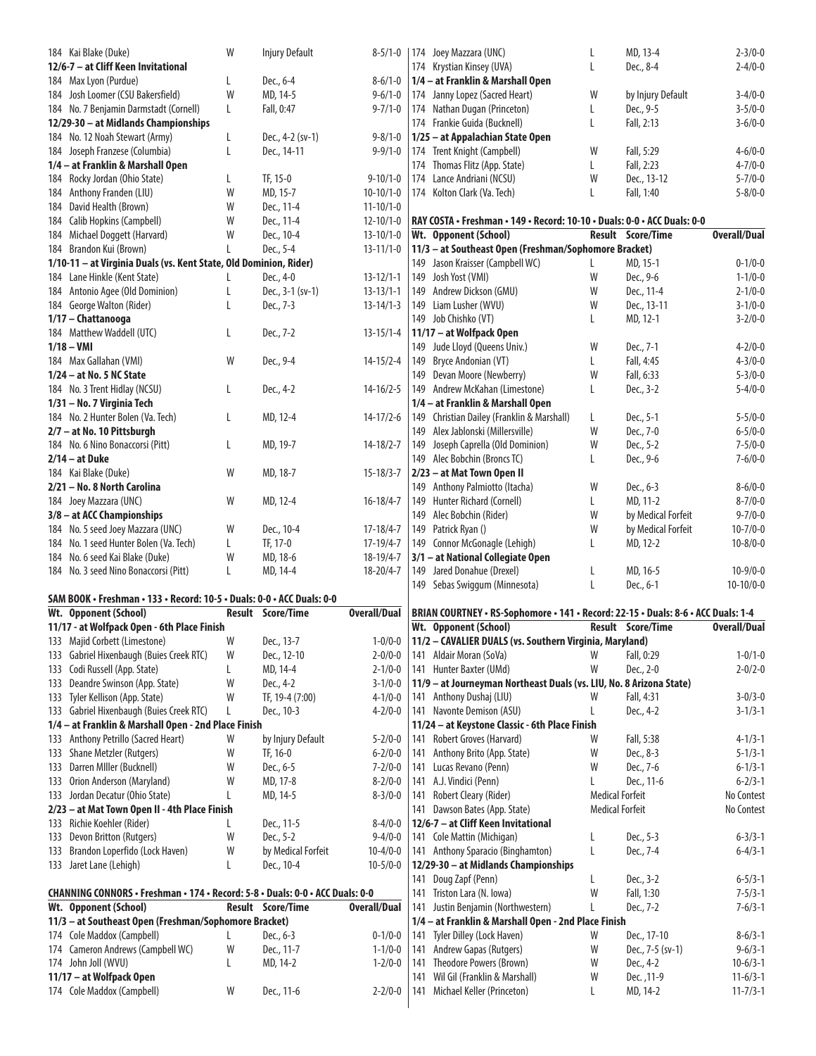| Wt. | Opponent (School) | Result | Score/Time | Overall/Dual |
|---|---|---|---|---|
| 184 | Kai Blake (Duke) | W | Injury Default | 8-5/1-0 |
| **12/6-7 – at Cliff Keen Invitational** | | | | |
| 184 | Max Lyon (Purdue) | L | Dec., 6-4 | 8-6/1-0 |
| 184 | Josh Loomer (CSU Bakersfield) | W | MD, 14-5 | 9-6/1-0 |
| 184 | No. 7 Benjamin Darmstadt (Cornell) | L | Fall, 0:47 | 9-7/1-0 |
| **12/29-30 – at Midlands Championships** | | | | |
| 184 | No. 12 Noah Stewart (Army) | L | Dec., 4-2 (sv-1) | 9-8/1-0 |
| 184 | Joseph Franzese (Columbia) | L | Dec., 14-11 | 9-9/1-0 |
| **1/4 – at Franklin & Marshall Open** | | | | |
| 184 | Rocky Jordan (Ohio State) | L | TF, 15-0 | 9-10/1-0 |
| 184 | Anthony Franden (LIU) | W | MD, 15-7 | 10-10/1-0 |
| 184 | David Health (Brown) | W | Dec., 11-4 | 11-10/1-0 |
| 184 | Calib Hopkins (Campbell) | W | Dec., 11-4 | 12-10/1-0 |
| 184 | Michael Doggett (Harvard) | W | Dec., 10-4 | 13-10/1-0 |
| 184 | Brandon Kui (Brown) | L | Dec., 5-4 | 13-11/1-0 |
| **1/10-11 – at Virginia Duals (vs. Kent State, Old Dominion, Rider)** | | | | |
| 184 | Lane Hinkle (Kent State) | L | Dec., 4-0 | 13-12/1-1 |
| 184 | Antonio Agee (Old Dominion) | L | Dec., 3-1 (sv-1) | 13-13/1-1 |
| 184 | George Walton (Rider) | L | Dec., 7-3 | 13-14/1-3 |
| **1/17 – Chattanooga** | | | | |
| 184 | Matthew Waddell (UTC) | L | Dec., 7-2 | 13-15/1-4 |
| **1/18 – VMI** | | | | |
| 184 | Max Gallahan (VMI) | W | Dec., 9-4 | 14-15/2-4 |
| **1/24 – at No. 5 NC State** | | | | |
| 184 | No. 3 Trent Hidlay (NCSU) | L | Dec., 4-2 | 14-16/2-5 |
| **1/31 – No. 7 Virginia Tech** | | | | |
| 184 | No. 2 Hunter Bolen (Va. Tech) | L | MD, 12-4 | 14-17/2-6 |
| **2/7 – at No. 10 Pittsburgh** | | | | |
| 184 | No. 6 Nino Bonaccorsi (Pitt) | L | MD, 19-7 | 14-18/2-7 |
| **2/14 – at Duke** | | | | |
| 184 | Kai Blake (Duke) | W | MD, 18-7 | 15-18/3-7 |
| **2/21 – No. 8 North Carolina** | | | | |
| 184 | Joey Mazzara (UNC) | W | MD, 12-4 | 16-18/4-7 |
| **3/8 – at ACC Championships** | | | | |
| 184 | No. 5 seed Joey Mazzara (UNC) | W | Dec., 10-4 | 17-18/4-7 |
| 184 | No. 1 seed Hunter Bolen (Va. Tech) | L | TF, 17-0 | 17-19/4-7 |
| 184 | No. 6 seed Kai Blake (Duke) | W | MD, 18-6 | 18-19/4-7 |
| 184 | No. 3 seed Nino Bonaccorsi (Pitt) | L | MD, 14-4 | 18-20/4-7 |

**SAM BOOK • Freshman • 133 • Record: 10-5 • Duals: 0-0 • ACC Duals: 0-0**

| Wt. | Opponent (School) | Result | Score/Time | Overall/Dual |
|---|---|---|---|---|
| **11/17 - at Wolfpack Open - 6th Place Finish** | | | | |
| 133 | Majid Corbett (Limestone) | W | Dec., 13-7 | 1-0/0-0 |
| 133 | Gabriel Hixenbaugh (Buies Creek RTC) | W | Dec., 12-10 | 2-0/0-0 |
| 133 | Codi Russell (App. State) | L | MD, 14-4 | 2-1/0-0 |
| 133 | Deandre Swinson (App. State) | W | Dec., 4-2 | 3-1/0-0 |
| 133 | Tyler Kellison (App. State) | W | TF, 19-4 (7:00) | 4-1/0-0 |
| 133 | Gabriel Hixenbaugh (Buies Creek RTC) | L | Dec., 10-3 | 4-2/0-0 |
| **1/4 – at Franklin & Marshall Open - 2nd Place Finish** | | | | |
| 133 | Anthony Petrillo (Sacred Heart) | W | by Injury Default | 5-2/0-0 |
| 133 | Shane Metzler (Rutgers) | W | TF, 16-0 | 6-2/0-0 |
| 133 | Darren MIller (Bucknell) | W | Dec., 6-5 | 7-2/0-0 |
| 133 | Orion Anderson (Maryland) | W | MD, 17-8 | 8-2/0-0 |
| 133 | Jordan Decatur (Ohio State) | L | MD, 14-5 | 8-3/0-0 |
| **2/23 – at Mat Town Open II - 4th Place Finish** | | | | |
| 133 | Richie Koehler (Rider) | L | Dec., 11-5 | 8-4/0-0 |
| 133 | Devon Britton (Rutgers) | W | Dec., 5-2 | 9-4/0-0 |
| 133 | Brandon Loperfido (Lock Haven) | W | by Medical Forfeit | 10-4/0-0 |
| 133 | Jaret Lane (Lehigh) | L | Dec., 10-4 | 10-5/0-0 |

**CHANNING CONNORS • Freshman • 174 • Record: 5-8 • Duals: 0-0 • ACC Duals: 0-0**

| Wt. | Opponent (School) | Result | Score/Time | Overall/Dual |
|---|---|---|---|---|
| **11/3 – at Southeast Open (Freshman/Sophomore Bracket)** | | | | |
| 174 | Cole Maddox (Campbell) | L | Dec., 6-3 | 0-1/0-0 |
| 174 | Cameron Andrews (Campbell WC) | W | Dec., 11-7 | 1-1/0-0 |
| 174 | John Joll (WVU) | L | MD, 14-2 | 1-2/0-0 |
| **11/17 – at Wolfpack Open** | | | | |
| 174 | Cole Maddox (Campbell) | W | Dec., 11-6 | 2-2/0-0 |
| 174 | Joey Mazzara (UNC) | L | MD, 13-4 | 2-3/0-0 |
| 174 | Krystian Kinsey (UVA) | L | Dec., 8-4 | 2-4/0-0 |
| **1/4 – at Franklin & Marshall Open** | | | | |
| 174 | Janny Lopez (Sacred Heart) | W | by Injury Default | 3-4/0-0 |
| 174 | Nathan Dugan (Princeton) | L | Dec., 9-5 | 3-5/0-0 |
| 174 | Frankie Guida (Bucknell) | L | Fall, 2:13 | 3-6/0-0 |
| **1/25 – at Appalachian State Open** | | | | |
| 174 | Trent Knight (Campbell) | W | Fall, 5:29 | 4-6/0-0 |
| 174 | Thomas Flitz (App. State) | L | Fall, 2:23 | 4-7/0-0 |
| 174 | Lance Andriani (NCSU) | W | Dec., 13-12 | 5-7/0-0 |
| 174 | Kolton Clark (Va. Tech) | L | Fall, 1:40 | 5-8/0-0 |

**RAY COSTA • Freshman • 149 • Record: 10-10 • Duals: 0-0 • ACC Duals: 0-0**

| Wt. | Opponent (School) | Result | Score/Time | Overall/Dual |
|---|---|---|---|---|
| **11/3 – at Southeast Open (Freshman/Sophomore Bracket)** | | | | |
| 149 | Jason Kraisser (Campbell WC) | L | MD, 15-1 | 0-1/0-0 |
| 149 | Josh Yost (VMI) | W | Dec., 9-6 | 1-1/0-0 |
| 149 | Andrew Dickson (GMU) | W | Dec., 11-4 | 2-1/0-0 |
| 149 | Liam Lusher (WVU) | W | Dec., 13-11 | 3-1/0-0 |
| 149 | Job Chishko (VT) | L | MD, 12-1 | 3-2/0-0 |
| **11/17 – at Wolfpack Open** | | | | |
| 149 | Jude Lloyd (Queens Univ.) | W | Dec., 7-1 | 4-2/0-0 |
| 149 | Bryce Andonian (VT) | L | Fall, 4:45 | 4-3/0-0 |
| 149 | Devan Moore (Newberry) | W | Fall, 6:33 | 5-3/0-0 |
| 149 | Andrew McKahan (Limestone) | L | Dec., 3-2 | 5-4/0-0 |
| **1/4 – at Franklin & Marshall Open** | | | | |
| 149 | Christian Dailey (Franklin & Marshall) | L | Dec., 5-1 | 5-5/0-0 |
| 149 | Alex Jablonski (Millersville) | W | Dec., 7-0 | 6-5/0-0 |
| 149 | Joseph Caprella (Old Dominion) | W | Dec., 5-2 | 7-5/0-0 |
| 149 | Alec Bobchin (Broncs TC) | L | Dec., 9-6 | 7-6/0-0 |
| **2/23 – at Mat Town Open II** | | | | |
| 149 | Anthony Palmiotto (Itacha) | W | Dec., 6-3 | 8-6/0-0 |
| 149 | Hunter Richard (Cornell) | L | MD, 11-2 | 8-7/0-0 |
| 149 | Alec Bobchin (Rider) | W | by Medical Forfeit | 9-7/0-0 |
| 149 | Patrick Ryan () | W | by Medical Forfeit | 10-7/0-0 |
| 149 | Connor McGonagle (Lehigh) | L | MD, 12-2 | 10-8/0-0 |
| **3/1 – at National Collegiate Open** | | | | |
| 149 | Jared Donahue (Drexel) | L | MD, 16-5 | 10-9/0-0 |
| 149 | Sebas Swiggum (Minnesota) | L | Dec., 6-1 | 10-10/0-0 |

**BRIAN COURTNEY • RS-Sophomore • 141 • Record: 22-15 • Duals: 8-6 • ACC Duals: 1-4**

| Wt. | Opponent (School) | Result | Score/Time | Overall/Dual |
|---|---|---|---|---|
| **11/2 – CAVALIER DUALS (vs. Southern Virginia, Maryland)** | | | | |
| 141 | Aldair Moran (SoVa) | W | Fall, 0:29 | 1-0/1-0 |
| 141 | Hunter Baxter (UMd) | W | Dec., 2-0 | 2-0/2-0 |
| **11/9 – at Journeyman Northeast Duals (vs. LIU, No. 8 Arizona State)** | | | | |
| 141 | Anthony Dushaj (LIU) | W | Fall, 4:31 | 3-0/3-0 |
| 141 | Navonte Demison (ASU) | L | Dec., 4-2 | 3-1/3-1 |
| **11/24 – at Keystone Classic - 6th Place Finish** | | | | |
| 141 | Robert Groves (Harvard) | W | Fall, 5:38 | 4-1/3-1 |
| 141 | Anthony Brito (App. State) | W | Dec., 8-3 | 5-1/3-1 |
| 141 | Lucas Revano (Penn) | W | Dec., 7-6 | 6-1/3-1 |
| 141 | A.J. Vindici (Penn) | L | Dec., 11-6 | 6-2/3-1 |
| 141 | Robert Cleary (Rider) | Medical Forfeit | | No Contest |
| 141 | Dawson Bates (App. State) | Medical Forfeit | | No Contest |
| **12/6-7 – at Cliff Keen Invitational** | | | | |
| 141 | Cole Mattin (Michigan) | L | Dec., 5-3 | 6-3/3-1 |
| 141 | Anthony Sparacio (Binghamton) | L | Dec., 7-4 | 6-4/3-1 |
| **12/29-30 – at Midlands Championships** | | | | |
| 141 | Doug Zapf (Penn) | L | Dec., 3-2 | 6-5/3-1 |
| 141 | Triston Lara (N. Iowa) | W | Fall, 1:30 | 7-5/3-1 |
| 141 | Justin Benjamin (Northwestern) | L | Dec., 7-2 | 7-6/3-1 |
| **1/4 – at Franklin & Marshall Open - 2nd Place Finish** | | | | |
| 141 | Tyler Dilley (Lock Haven) | W | Dec., 17-10 | 8-6/3-1 |
| 141 | Andrew Gapas (Rutgers) | W | Dec., 7-5 (sv-1) | 9-6/3-1 |
| 141 | Theodore Powers (Brown) | W | Dec., 4-2 | 10-6/3-1 |
| 141 | Wil Gil (Franklin & Marshall) | W | Dec. ,11-9 | 11-6/3-1 |
| 141 | Michael Keller (Princeton) | L | MD, 14-2 | 11-7/3-1 |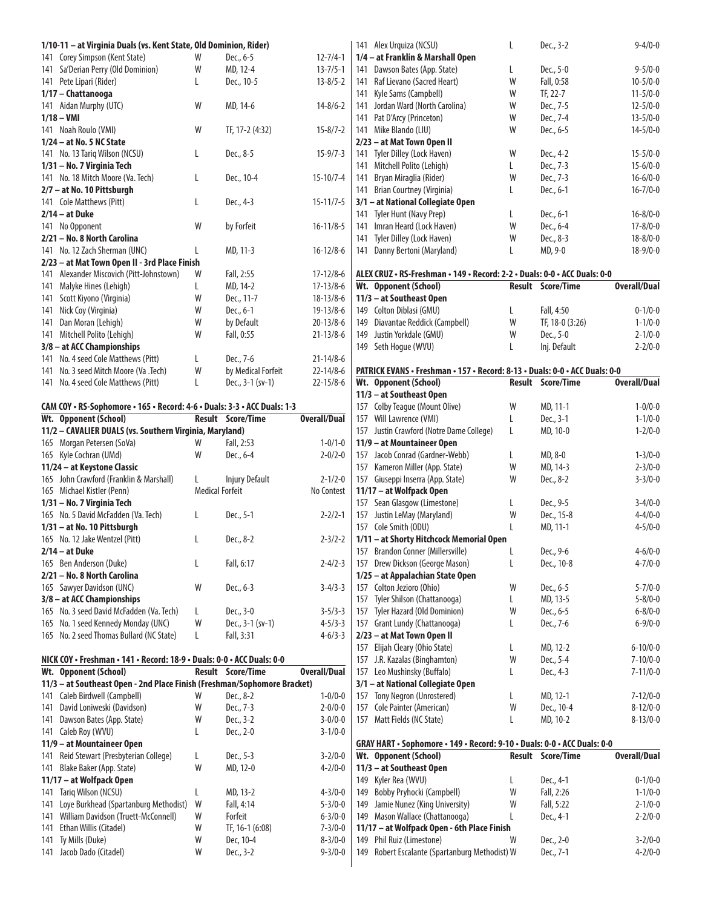| Wt. | Opponent (School) | Result | Score/Time | Overall/Dual |
|---|---|---|---|---|
| **1/10-11 – at Virginia Duals (vs. Kent State, Old Dominion, Rider)** | | | | |
| 141 | Corey Simpson (Kent State) | W | Dec., 6-5 | 12-7/4-1 |
| 141 | Sa'Derian Perry (Old Dominion) | W | MD, 12-4 | 13-7/5-1 |
| 141 | Pete Lipari (Rider) | L | Dec., 10-5 | 13-8/5-2 |
| **1/17 – Chattanooga** | | | | |
| 141 | Aidan Murphy (UTC) | W | MD, 14-6 | 14-8/6-2 |
| **1/18 – VMI** | | | | |
| 141 | Noah Roulo (VMI) | W | TF, 17-2 (4:32) | 15-8/7-2 |
| **1/24 – at No. 5 NC State** | | | | |
| 141 | No. 13 Tariq Wilson (NCSU) | L | Dec., 8-5 | 15-9/7-3 |
| **1/31 – No. 7 Virginia Tech** | | | | |
| 141 | No. 18 Mitch Moore (Va. Tech) | L | Dec., 10-4 | 15-10/7-4 |
| **2/7 – at No. 10 Pittsburgh** | | | | |
| 141 | Cole Matthews (Pitt) | L | Dec., 4-3 | 15-11/7-5 |
| **2/14 – at Duke** | | | | |
| 141 | No Opponent | W | by Forfeit | 16-11/8-5 |
| **2/21 – No. 8 North Carolina** | | | | |
| 141 | No. 12 Zach Sherman (UNC) | L | MD, 11-3 | 16-12/8-6 |
| **2/23 – at Mat Town Open II - 3rd Place Finish** | | | | |
| 141 | Alexander Miscovich (Pitt-Johnstown) | W | Fall, 2:55 | 17-12/8-6 |
| 141 | Malyke Hines (Lehigh) | L | MD, 14-2 | 17-13/8-6 |
| 141 | Scott Kiyono (Virginia) | W | Dec., 11-7 | 18-13/8-6 |
| 141 | Nick Coy (Virginia) | W | Dec., 6-1 | 19-13/8-6 |
| 141 | Dan Moran (Lehigh) | W | by Default | 20-13/8-6 |
| 141 | Mitchell Polito (Lehigh) | W | Fall, 0:55 | 21-13/8-6 |
| **3/8 – at ACC Championships** | | | | |
| 141 | No. 4 seed Cole Matthews (Pitt) | L | Dec., 7-6 | 21-14/8-6 |
| 141 | No. 3 seed Mitch Moore (Va .Tech) | W | by Medical Forfeit | 22-14/8-6 |
| 141 | No. 4 seed Cole Matthews (Pitt) | L | Dec., 3-1 (sv-1) | 22-15/8-6 |

### CAM COY • RS-Sophomore • 165 • Record: 4-6 • Duals: 3-3 • ACC Duals: 1-3

| Wt. | Opponent (School) | Result | Score/Time | Overall/Dual |
|---|---|---|---|---|
| **11/2 – CAVALIER DUALS (vs. Southern Virginia, Maryland)** | | | | |
| 165 | Morgan Petersen (SoVa) | W | Fall, 2:53 | 1-0/1-0 |
| 165 | Kyle Cochran (UMd) | W | Dec., 6-4 | 2-0/2-0 |
| **11/24 – at Keystone Classic** | | | | |
| 165 | John Crawford (Franklin & Marshall) | L | Injury Default | 2-1/2-0 |
| 165 | Michael Kistler (Penn) | Medical Forfeit | | No Contest |
| **1/31 – No. 7 Virginia Tech** | | | | |
| 165 | No. 5 David McFadden (Va. Tech) | L | Dec., 5-1 | 2-2/2-1 |
| **1/31 – at No. 10 Pittsburgh** | | | | |
| 165 | No. 12 Jake Wentzel (Pitt) | L | Dec., 8-2 | 2-3/2-2 |
| **2/14 – at Duke** | | | | |
| 165 | Ben Anderson (Duke) | L | Fall, 6:17 | 2-4/2-3 |
| **2/21 – No. 8 North Carolina** | | | | |
| 165 | Sawyer Davidson (UNC) | W | Dec., 6-3 | 3-4/3-3 |
| **3/8 – at ACC Championships** | | | | |
| 165 | No. 3 seed David McFadden (Va. Tech) | L | Dec., 3-0 | 3-5/3-3 |
| 165 | No. 1 seed Kennedy Monday (UNC) | W | Dec., 3-1 (sv-1) | 4-5/3-3 |
| 165 | No. 2 seed Thomas Bullard (NC State) | L | Fall, 3:31 | 4-6/3-3 |

### NICK COY • Freshman • 141 • Record: 18-9 • Duals: 0-0 • ACC Duals: 0-0

| Wt. | Opponent (School) | Result | Score/Time | Overall/Dual |
|---|---|---|---|---|
| **11/3 – at Southeast Open - 2nd Place Finish (Freshman/Sophomore Bracket)** | | | | |
| 141 | Caleb Birdwell (Campbell) | W | Dec., 8-2 | 1-0/0-0 |
| 141 | David Loniweski (Davidson) | W | Dec., 7-3 | 2-0/0-0 |
| 141 | Dawson Bates (App. State) | W | Dec., 3-2 | 3-0/0-0 |
| 141 | Caleb Roy (WVU) | L | Dec., 2-0 | 3-1/0-0 |
| **11/9 – at Mountaineer Open** | | | | |
| 141 | Reid Stewart (Presbyterian College) | L | Dec., 5-3 | 3-2/0-0 |
| 141 | Blake Baker (App. State) | W | MD, 12-0 | 4-2/0-0 |
| **11/17 – at Wolfpack Open** | | | | |
| 141 | Tariq Wilson (NCSU) | L | MD, 13-2 | 4-3/0-0 |
| 141 | Loye Burkhead (Spartanburg Methodist) | W | Fall, 4:14 | 5-3/0-0 |
| 141 | William Davidson (Truett-McConnell) | W | Forfeit | 6-3/0-0 |
| 141 | Ethan Willis (Citadel) | W | TF, 16-1 (6:08) | 7-3/0-0 |
| 141 | Ty Mills (Duke) | W | Dec, 10-4 | 8-3/0-0 |
| 141 | Jacob Dado (Citadel) | W | Dec., 3-2 | 9-3/0-0 |
| 141 | Alex Urquiza (NCSU) | L | Dec., 3-2 | 9-4/0-0 |
| **1/4 – at Franklin & Marshall Open** | | | | |
| 141 | Dawson Bates (App. State) | L | Dec., 5-0 | 9-5/0-0 |
| 141 | Raf Lievano (Sacred Heart) | W | Fall, 0:58 | 10-5/0-0 |
| 141 | Kyle Sams (Campbell) | W | TF, 22-7 | 11-5/0-0 |
| 141 | Jordan Ward (North Carolina) | W | Dec., 7-5 | 12-5/0-0 |
| 141 | Pat D'Arcy (Princeton) | W | Dec., 7-4 | 13-5/0-0 |
| 141 | Mike Blando (LIU) | W | Dec., 6-5 | 14-5/0-0 |
| **2/23 – at Mat Town Open II** | | | | |
| 141 | Tyler Dilley (Lock Haven) | W | Dec., 4-2 | 15-5/0-0 |
| 141 | Mitchell Polito (Lehigh) | L | Dec., 7-3 | 15-6/0-0 |
| 141 | Bryan Miraglia (Rider) | W | Dec., 7-3 | 16-6/0-0 |
| 141 | Brian Courtney (Virginia) | L | Dec., 6-1 | 16-7/0-0 |
| **3/1 – at National Collegiate Open** | | | | |
| 141 | Tyler Hunt (Navy Prep) | L | Dec., 6-1 | 16-8/0-0 |
| 141 | Imran Heard (Lock Haven) | W | Dec., 6-4 | 17-8/0-0 |
| 141 | Tyler Dilley (Lock Haven) | W | Dec., 8-3 | 18-8/0-0 |
| 141 | Danny Bertoni (Maryland) | L | MD, 9-0 | 18-9/0-0 |

### ALEX CRUZ • RS-Freshman • 149 • Record: 2-2 • Duals: 0-0 • ACC Duals: 0-0

| Wt. | Opponent (School) | Result | Score/Time | Overall/Dual |
|---|---|---|---|---|
| **11/3 – at Southeast Open** | | | | |
| 149 | Colton Diblasi (GMU) | L | Fall, 4:50 | 0-1/0-0 |
| 149 | Diavantae Reddick (Campbell) | W | TF, 18-0 (3:26) | 1-1/0-0 |
| 149 | Justin Yorkdale (GMU) | W | Dec., 5-0 | 2-1/0-0 |
| 149 | Seth Hogue (WVU) | L | Inj. Default | 2-2/0-0 |

### PATRICK EVANS • Freshman • 157 • Record: 8-13 • Duals: 0-0 • ACC Duals: 0-0

| Wt. | Opponent (School) | Result | Score/Time | Overall/Dual |
|---|---|---|---|---|
| **11/3 – at Southeast Open** | | | | |
| 157 | Colby Teague (Mount Olive) | W | MD, 11-1 | 1-0/0-0 |
| 157 | Will Lawrence (VMI) | L | Dec., 3-1 | 1-1/0-0 |
| 157 | Justin Crawford (Notre Dame College) | L | MD, 10-0 | 1-2/0-0 |
| **11/9 – at Mountaineer Open** | | | | |
| 157 | Jacob Conrad (Gardner-Webb) | L | MD, 8-0 | 1-3/0-0 |
| 157 | Kameron Miller (App. State) | W | MD, 14-3 | 2-3/0-0 |
| 157 | Giuseppi Inserra (App. State) | W | Dec., 8-2 | 3-3/0-0 |
| **11/17 – at Wolfpack Open** | | | | |
| 157 | Sean Glasgow (Limestone) | L | Dec., 9-5 | 3-4/0-0 |
| 157 | Justin LeMay (Maryland) | W | Dec., 15-8 | 4-4/0-0 |
| 157 | Cole Smith (ODU) | L | MD, 11-1 | 4-5/0-0 |
| **1/11 – at Shorty Hitchcock Memorial Open** | | | | |
| 157 | Brandon Conner (Millersville) | L | Dec., 9-6 | 4-6/0-0 |
| 157 | Drew Dickson (George Mason) | L | Dec., 10-8 | 4-7/0-0 |
| **1/25 – at Appalachian State Open** | | | | |
| 157 | Colton Jezioro (Ohio) | W | Dec., 6-5 | 5-7/0-0 |
| 157 | Tyler Shilson (Chattanooga) | L | MD, 13-5 | 5-8/0-0 |
| 157 | Tyler Hazard (Old Dominion) | W | Dec., 6-5 | 6-8/0-0 |
| 157 | Grant Lundy (Chattanooga) | L | Dec., 7-6 | 6-9/0-0 |
| **2/23 – at Mat Town Open II** | | | | |
| 157 | Elijah Cleary (Ohio State) | L | MD, 12-2 | 6-10/0-0 |
| 157 | J.R. Kazalas (Binghamton) | W | Dec., 5-4 | 7-10/0-0 |
| 157 | Leo Mushinsky (Buffalo) | L | Dec., 4-3 | 7-11/0-0 |
| **3/1 – at National Collegiate Open** | | | | |
| 157 | Tony Negron (Unrostered) | L | MD, 12-1 | 7-12/0-0 |
| 157 | Cole Painter (American) | W | Dec., 10-4 | 8-12/0-0 |
| 157 | Matt Fields (NC State) | L | MD, 10-2 | 8-13/0-0 |

### GRAY HART • Sophomore • 149 • Record: 9-10 • Duals: 0-0 • ACC Duals: 0-0

| Wt. | Opponent (School) | Result | Score/Time | Overall/Dual |
|---|---|---|---|---|
| **11/3 – at Southeast Open** | | | | |
| 149 | Kyler Rea (WVU) | L | Dec., 4-1 | 0-1/0-0 |
| 149 | Bobby Pryhocki (Campbell) | W | Fall, 2:26 | 1-1/0-0 |
| 149 | Jamie Nunez (King University) | W | Fall, 5:22 | 2-1/0-0 |
| 149 | Mason Wallace (Chattanooga) | L | Dec., 4-1 | 2-2/0-0 |
| **11/17 – at Wolfpack Open - 6th Place Finish** | | | | |
| 149 | Phil Ruiz (Limestone) | W | Dec., 2-0 | 3-2/0-0 |
| 149 | Robert Escalante (Spartanburg Methodist) | W | Dec., 7-1 | 4-2/0-0 |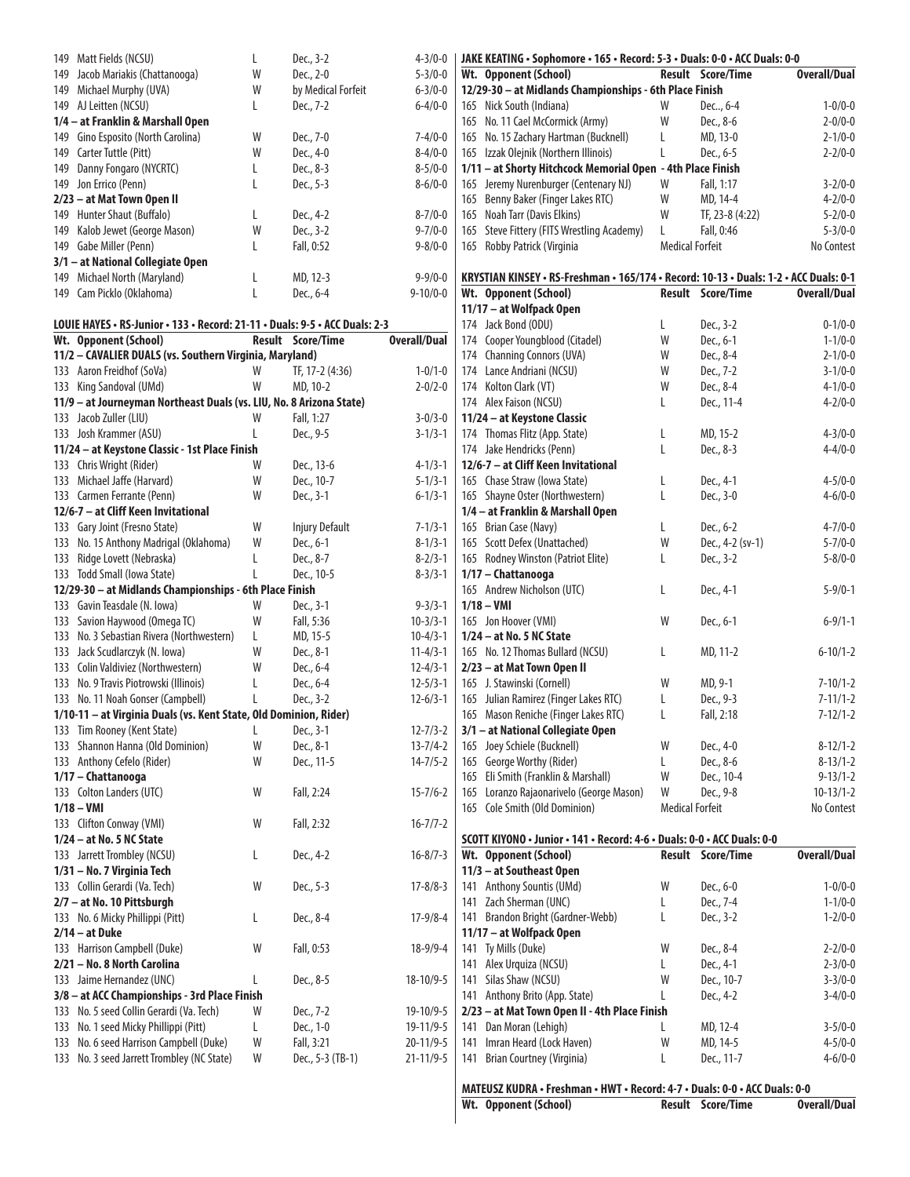| Wt. | Opponent (School) | Result | Score/Time | Overall/Dual |
|---|---|---|---|---|
| 149 | Matt Fields (NCSU) | L | Dec., 3-2 | 4-3/0-0 |
| 149 | Jacob Mariakis (Chattanooga) | W | Dec., 2-0 | 5-3/0-0 |
| 149 | Michael Murphy (UVA) | W | by Medical Forfeit | 6-3/0-0 |
| 149 | AJ Leitten (NCSU) | L | Dec., 7-2 | 6-4/0-0 |
| **1/4 – at Franklin & Marshall Open** | | | | |
| 149 | Gino Esposito (North Carolina) | W | Dec., 7-0 | 7-4/0-0 |
| 149 | Carter Tuttle (Pitt) | W | Dec., 4-0 | 8-4/0-0 |
| 149 | Danny Fongaro (NYCRTC) | L | Dec., 8-3 | 8-5/0-0 |
| 149 | Jon Errico (Penn) | L | Dec., 5-3 | 8-6/0-0 |
| **2/23 – at Mat Town Open II** | | | | |
| 149 | Hunter Shaut (Buffalo) | L | Dec., 4-2 | 8-7/0-0 |
| 149 | Kalob Jewet (George Mason) | W | Dec., 3-2 | 9-7/0-0 |
| 149 | Gabe Miller (Penn) | L | Fall, 0:52 | 9-8/0-0 |
| **3/1 – at National Collegiate Open** | | | | |
| 149 | Michael North (Maryland) | L | MD, 12-3 | 9-9/0-0 |
| 149 | Cam Picklo (Oklahoma) | L | Dec., 6-4 | 9-10/0-0 |

**LOUIE HAYES • RS-Junior • 133 • Record: 21-11 • Duals: 9-5 • ACC Duals: 2-3**

| Wt. | Opponent (School) | Result | Score/Time | Overall/Dual |
|---|---|---|---|---|
| **11/2 – CAVALIER DUALS (vs. Southern Virginia, Maryland)** | | | | |
| 133 | Aaron Freidhof (SoVa) | W | TF, 17-2 (4:36) | 1-0/1-0 |
| 133 | King Sandoval (UMd) | W | MD, 10-2 | 2-0/2-0 |
| **11/9 – at Journeyman Northeast Duals (vs. LIU, No. 8 Arizona State)** | | | | |
| 133 | Jacob Zuller (LIU) | W | Fall, 1:27 | 3-0/3-0 |
| 133 | Josh Krammer (ASU) | L | Dec., 9-5 | 3-1/3-1 |
| **11/24 – at Keystone Classic - 1st Place Finish** | | | | |
| 133 | Chris Wright (Rider) | W | Dec., 13-6 | 4-1/3-1 |
| 133 | Michael Jaffe (Harvard) | W | Dec., 10-7 | 5-1/3-1 |
| 133 | Carmen Ferrante (Penn) | W | Dec., 3-1 | 6-1/3-1 |
| **12/6-7 – at Cliff Keen Invitational** | | | | |
| 133 | Gary Joint (Fresno State) | W | Injury Default | 7-1/3-1 |
| 133 | No. 15 Anthony Madrigal (Oklahoma) | W | Dec., 6-1 | 8-1/3-1 |
| 133 | Ridge Lovett (Nebraska) | L | Dec., 8-7 | 8-2/3-1 |
| 133 | Todd Small (Iowa State) | L | Dec., 10-5 | 8-3/3-1 |
| **12/29-30 – at Midlands Championships - 6th Place Finish** | | | | |
| 133 | Gavin Teasdale (N. Iowa) | W | Dec., 3-1 | 9-3/3-1 |
| 133 | Savion Haywood (Omega TC) | W | Fall, 5:36 | 10-3/3-1 |
| 133 | No. 3 Sebastian Rivera (Northwestern) | L | MD, 15-5 | 10-4/3-1 |
| 133 | Jack Scudlarczyk (N. Iowa) | W | Dec., 8-1 | 11-4/3-1 |
| 133 | Colin Valdiviez (Northwestern) | W | Dec., 6-4 | 12-4/3-1 |
| 133 | No. 9 Travis Piotrowski (Illinois) | L | Dec., 6-4 | 12-5/3-1 |
| 133 | No. 11 Noah Gonser (Campbell) | L | Dec., 3-2 | 12-6/3-1 |
| **1/10-11 – at Virginia Duals (vs. Kent State, Old Dominion, Rider)** | | | | |
| 133 | Tim Rooney (Kent State) | L | Dec., 3-1 | 12-7/3-2 |
| 133 | Shannon Hanna (Old Dominion) | W | Dec., 8-1 | 13-7/4-2 |
| 133 | Anthony Cefelo (Rider) | W | Dec., 11-5 | 14-7/5-2 |
| **1/17 – Chattanooga** | | | | |
| 133 | Colton Landers (UTC) | W | Fall, 2:24 | 15-7/6-2 |
| **1/18 – VMI** | | | | |
| 133 | Clifton Conway (VMI) | W | Fall, 2:32 | 16-7/7-2 |
| **1/24 – at No. 5 NC State** | | | | |
| 133 | Jarrett Trombley (NCSU) | L | Dec., 4-2 | 16-8/7-3 |
| **1/31 – No. 7 Virginia Tech** | | | | |
| 133 | Collin Gerardi (Va. Tech) | W | Dec., 5-3 | 17-8/8-3 |
| **2/7 – at No. 10 Pittsburgh** | | | | |
| 133 | No. 6 Micky Phillippi (Pitt) | L | Dec., 8-4 | 17-9/8-4 |
| **2/14 – at Duke** | | | | |
| 133 | Harrison Campbell (Duke) | W | Fall, 0:53 | 18-9/9-4 |
| **2/21 – No. 8 North Carolina** | | | | |
| 133 | Jaime Hernandez (UNC) | L | Dec., 8-5 | 18-10/9-5 |
| **3/8 – at ACC Championships - 3rd Place Finish** | | | | |
| 133 | No. 5 seed Collin Gerardi (Va. Tech) | W | Dec., 7-2 | 19-10/9-5 |
| 133 | No. 1 seed Micky Phillippi (Pitt) | L | Dec., 1-0 | 19-11/9-5 |
| 133 | No. 6 seed Harrison Campbell (Duke) | W | Fall, 3:21 | 20-11/9-5 |
| 133 | No. 3 seed Jarrett Trombley (NC State) | W | Dec., 5-3 (TB-1) | 21-11/9-5 |

**JAKE KEATING • Sophomore • 165 • Record: 5-3 • Duals: 0-0 • ACC Duals: 0-0**

| Wt. | Opponent (School) | Result | Score/Time | Overall/Dual |
|---|---|---|---|---|
| **12/29-30 – at Midlands Championships - 6th Place Finish** | | | | |
| 165 | Nick South (Indiana) | W | Dec.., 6-4 | 1-0/0-0 |
| 165 | No. 11 Cael McCormick (Army) | W | Dec., 8-6 | 2-0/0-0 |
| 165 | No. 15 Zachary Hartman (Bucknell) | L | MD, 13-0 | 2-1/0-0 |
| 165 | Izzak Olejnik (Northern Illinois) | L | Dec., 6-5 | 2-2/0-0 |
| **1/11 – at Shorty Hitchcock Memorial Open - 4th Place Finish** | | | | |
| 165 | Jeremy Nurenburger (Centenary NJ) | W | Fall, 1:17 | 3-2/0-0 |
| 165 | Benny Baker (Finger Lakes RTC) | W | MD, 14-4 | 4-2/0-0 |
| 165 | Noah Tarr (Davis Elkins) | W | TF, 23-8 (4:22) | 5-2/0-0 |
| 165 | Steve Fittery (FITS Wrestling Academy) | L | Fall, 0:46 | 5-3/0-0 |
| 165 | Robby Patrick (Virginia | Medical Forfeit | | No Contest |

**KRYSTIAN KINSEY • RS-Freshman • 165/174 • Record: 10-13 • Duals: 1-2 • ACC Duals: 0-1**

| Wt. | Opponent (School) | Result | Score/Time | Overall/Dual |
|---|---|---|---|---|
| **11/17 – at Wolfpack Open** | | | | |
| 174 | Jack Bond (ODU) | L | Dec., 3-2 | 0-1/0-0 |
| 174 | Cooper Youngblood (Citadel) | W | Dec., 6-1 | 1-1/0-0 |
| 174 | Channing Connors (UVA) | W | Dec., 8-4 | 2-1/0-0 |
| 174 | Lance Andriani (NCSU) | W | Dec., 7-2 | 3-1/0-0 |
| 174 | Kolton Clark (VT) | W | Dec., 8-4 | 4-1/0-0 |
| 174 | Alex Faison (NCSU) | L | Dec., 11-4 | 4-2/0-0 |
| **11/24 – at Keystone Classic** | | | | |
| 174 | Thomas Flitz (App. State) | L | MD, 15-2 | 4-3/0-0 |
| 174 | Jake Hendricks (Penn) | L | Dec., 8-3 | 4-4/0-0 |
| **12/6-7 – at Cliff Keen Invitational** | | | | |
| 165 | Chase Straw (Iowa State) | L | Dec., 4-1 | 4-5/0-0 |
| 165 | Shayne Oster (Northwestern) | L | Dec., 3-0 | 4-6/0-0 |
| **1/4 – at Franklin & Marshall Open** | | | | |
| 165 | Brian Case (Navy) | L | Dec., 6-2 | 4-7/0-0 |
| 165 | Scott Defex (Unattached) | W | Dec., 4-2 (sv-1) | 5-7/0-0 |
| 165 | Rodney Winston (Patriot Elite) | L | Dec., 3-2 | 5-8/0-0 |
| **1/17 – Chattanooga** | | | | |
| 165 | Andrew Nicholson (UTC) | L | Dec., 4-1 | 5-9/0-1 |
| **1/18 – VMI** | | | | |
| 165 | Jon Hoover (VMI) | W | Dec., 6-1 | 6-9/1-1 |
| **1/24 – at No. 5 NC State** | | | | |
| 165 | No. 12 Thomas Bullard (NCSU) | L | MD, 11-2 | 6-10/1-2 |
| **2/23 – at Mat Town Open II** | | | | |
| 165 | J. Stawinski (Cornell) | W | MD, 9-1 | 7-10/1-2 |
| 165 | Julian Ramirez (Finger Lakes RTC) | L | Dec., 9-3 | 7-11/1-2 |
| 165 | Mason Reniche (Finger Lakes RTC) | L | Fall, 2:18 | 7-12/1-2 |
| **3/1 – at National Collegiate Open** | | | | |
| 165 | Joey Schiele (Bucknell) | W | Dec., 4-0 | 8-12/1-2 |
| 165 | George Worthy (Rider) | L | Dec., 8-6 | 8-13/1-2 |
| 165 | Eli Smith (Franklin & Marshall) | W | Dec., 10-4 | 9-13/1-2 |
| 165 | Loranzo Rajaonarivelo (George Mason) | W | Dec., 9-8 | 10-13/1-2 |
| 165 | Cole Smith (Old Dominion) | Medical Forfeit | | No Contest |

**SCOTT KIYONO • Junior • 141 • Record: 4-6 • Duals: 0-0 • ACC Duals: 0-0**

| Wt. | Opponent (School) | Result | Score/Time | Overall/Dual |
|---|---|---|---|---|
| **11/3 – at Southeast Open** | | | | |
| 141 | Anthony Sountis (UMd) | W | Dec., 6-0 | 1-0/0-0 |
| 141 | Zach Sherman (UNC) | L | Dec., 7-4 | 1-1/0-0 |
| 141 | Brandon Bright (Gardner-Webb) | L | Dec., 3-2 | 1-2/0-0 |
| **11/17 – at Wolfpack Open** | | | | |
| 141 | Ty Mills (Duke) | W | Dec., 8-4 | 2-2/0-0 |
| 141 | Alex Urquiza (NCSU) | L | Dec., 4-1 | 2-3/0-0 |
| 141 | Silas Shaw (NCSU) | W | Dec., 10-7 | 3-3/0-0 |
| 141 | Anthony Brito (App. State) | L | Dec., 4-2 | 3-4/0-0 |
| **2/23 – at Mat Town Open II - 4th Place Finish** | | | | |
| 141 | Dan Moran (Lehigh) | L | MD, 12-4 | 3-5/0-0 |
| 141 | Imran Heard (Lock Haven) | W | MD, 14-5 | 4-5/0-0 |
| 141 | Brian Courtney (Virginia) | L | Dec., 11-7 | 4-6/0-0 |

**MATEUSZ KUDRA • Freshman • HWT • Record: 4-7 • Duals: 0-0 • ACC Duals: 0-0**

| Wt. | Opponent (School) | Result | Score/Time | Overall/Dual |
|---|---|---|---|---|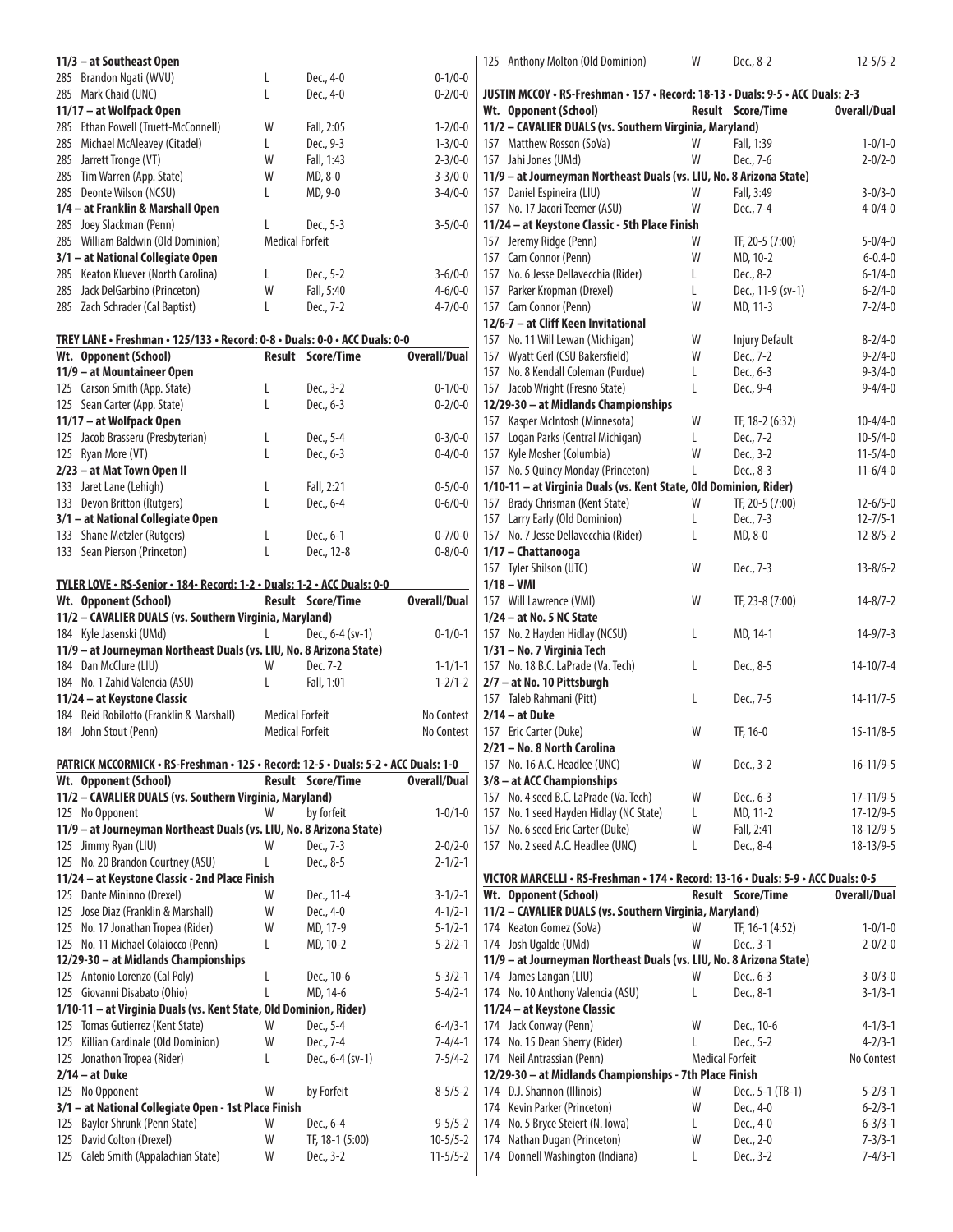| Wt. | Opponent (School) | Result | Score/Time | Overall/Dual |
|---|---|---|---|---|
| **11/3 – at Southeast Open** | | | | |
| 285 | Brandon Ngati (WVU) | L | Dec., 4-0 | 0-1/0-0 |
| 285 | Mark Chaid (UNC) | L | Dec., 4-0 | 0-2/0-0 |
| **11/17 – at Wolfpack Open** | | | | |
| 285 | Ethan Powell (Truett-McConnell) | W | Fall, 2:05 | 1-2/0-0 |
| 285 | Michael McAleavey (Citadel) | L | Dec., 9-3 | 1-3/0-0 |
| 285 | Jarrett Tronge (VT) | W | Fall, 1:43 | 2-3/0-0 |
| 285 | Tim Warren (App. State) | W | MD, 8-0 | 3-3/0-0 |
| 285 | Deonte Wilson (NCSU) | L | MD, 9-0 | 3-4/0-0 |
| **1/4 – at Franklin & Marshall Open** | | | | |
| 285 | Joey Slackman (Penn) | L | Dec., 5-3 | 3-5/0-0 |
| 285 | William Baldwin (Old Dominion) | Medical Forfeit | | |
| **3/1 – at National Collegiate Open** | | | | |
| 285 | Keaton Kluever (North Carolina) | L | Dec., 5-2 | 3-6/0-0 |
| 285 | Jack DelGarbino (Princeton) | W | Fall, 5:40 | 4-6/0-0 |
| 285 | Zach Schrader (Cal Baptist) | L | Dec., 7-2 | 4-7/0-0 |

**TREY LANE • Freshman • 125/133 • Record: 0-8 • Duals: 0-0 • ACC Duals: 0-0**

| Wt. | Opponent (School) | Result | Score/Time | Overall/Dual |
|---|---|---|---|---|
| **11/9 – at Mountaineer Open** | | | | |
| 125 | Carson Smith (App. State) | L | Dec., 3-2 | 0-1/0-0 |
| 125 | Sean Carter (App. State) | L | Dec., 6-3 | 0-2/0-0 |
| **11/17 – at Wolfpack Open** | | | | |
| 125 | Jacob Brasseru (Presbyterian) | L | Dec., 5-4 | 0-3/0-0 |
| 125 | Ryan More (VT) | L | Dec., 6-3 | 0-4/0-0 |
| **2/23 – at Mat Town Open II** | | | | |
| 133 | Jaret Lane (Lehigh) | L | Fall, 2:21 | 0-5/0-0 |
| 133 | Devon Britton (Rutgers) | L | Dec., 6-4 | 0-6/0-0 |
| **3/1 – at National Collegiate Open** | | | | |
| 133 | Shane Metzler (Rutgers) | L | Dec., 6-1 | 0-7/0-0 |
| 133 | Sean Pierson (Princeton) | L | Dec., 12-8 | 0-8/0-0 |

**TYLER LOVE • RS-Senior • 184• Record: 1-2 • Duals: 1-2 • ACC Duals: 0-0**

| Wt. | Opponent (School) | Result | Score/Time | Overall/Dual |
|---|---|---|---|---|
| **11/2 – CAVALIER DUALS (vs. Southern Virginia, Maryland)** | | | | |
| 184 | Kyle Jasenski (UMd) | L | Dec., 6-4 (sv-1) | 0-1/0-1 |
| **11/9 – at Journeyman Northeast Duals (vs. LIU, No. 8 Arizona State)** | | | | |
| 184 | Dan McClure (LIU) | W | Dec. 7-2 | 1-1/1-1 |
| 184 | No. 1 Zahid Valencia (ASU) | L | Fall, 1:01 | 1-2/1-2 |
| **11/24 – at Keystone Classic** | | | | |
| 184 | Reid Robilotto (Franklin & Marshall) | Medical Forfeit | | No Contest |
| 184 | John Stout (Penn) | Medical Forfeit | | No Contest |

**PATRICK MCCORMICK • RS-Freshman • 125 • Record: 12-5 • Duals: 5-2 • ACC Duals: 1-0**

| Wt. | Opponent (School) | Result | Score/Time | Overall/Dual |
|---|---|---|---|---|
| **11/2 – CAVALIER DUALS (vs. Southern Virginia, Maryland)** | | | | |
| 125 | No Opponent | W | by forfeit | 1-0/1-0 |
| **11/9 – at Journeyman Northeast Duals (vs. LIU, No. 8 Arizona State)** | | | | |
| 125 | Jimmy Ryan (LIU) | W | Dec., 7-3 | 2-0/2-0 |
| 125 | No. 20 Brandon Courtney (ASU) | L | Dec., 8-5 | 2-1/2-1 |
| **11/24 – at Keystone Classic - 2nd Place Finish** | | | | |
| 125 | Dante Mininno (Drexel) | W | Dec., 11-4 | 3-1/2-1 |
| 125 | Jose Diaz (Franklin & Marshall) | W | Dec., 4-0 | 4-1/2-1 |
| 125 | No. 17 Jonathan Tropea (Rider) | W | MD, 17-9 | 5-1/2-1 |
| 125 | No. 11 Michael Colaiocco (Penn) | L | MD, 10-2 | 5-2/2-1 |
| **12/29-30 – at Midlands Championships** | | | | |
| 125 | Antonio Lorenzo (Cal Poly) | L | Dec., 10-6 | 5-3/2-1 |
| 125 | Giovanni Disabato (Ohio) | L | MD, 14-6 | 5-4/2-1 |
| **1/10-11 – at Virginia Duals (vs. Kent State, Old Dominion, Rider)** | | | | |
| 125 | Tomas Gutierrez (Kent State) | W | Dec., 5-4 | 6-4/3-1 |
| 125 | Killian Cardinale (Old Dominion) | W | Dec., 7-4 | 7-4/4-1 |
| 125 | Jonathon Tropea (Rider) | L | Dec., 6-4 (sv-1) | 7-5/4-2 |
| **2/14 – at Duke** | | | | |
| 125 | No Opponent | W | by Forfeit | 8-5/5-2 |
| **3/1 – at National Collegiate Open - 1st Place Finish** | | | | |
| 125 | Baylor Shrunk (Penn State) | W | Dec., 6-4 | 9-5/5-2 |
| 125 | David Colton (Drexel) | W | TF, 18-1 (5:00) | 10-5/5-2 |
| 125 | Caleb Smith (Appalachian State) | W | Dec., 3-2 | 11-5/5-2 |
| 125 | Anthony Molton (Old Dominion) | W | Dec., 8-2 | 12-5/5-2 |

**JUSTIN MCCOY • RS-Freshman • 157 • Record: 18-13 • Duals: 9-5 • ACC Duals: 2-3**

| Wt. | Opponent (School) | Result | Score/Time | Overall/Dual |
|---|---|---|---|---|
| **11/2 – CAVALIER DUALS (vs. Southern Virginia, Maryland)** | | | | |
| 157 | Matthew Rosson (SoVa) | W | Fall, 1:39 | 1-0/1-0 |
| 157 | Jahi Jones (UMd) | W | Dec., 7-6 | 2-0/2-0 |
| **11/9 – at Journeyman Northeast Duals (vs. LIU, No. 8 Arizona State)** | | | | |
| 157 | Daniel Espineira (LIU) | W | Fall, 3:49 | 3-0/3-0 |
| 157 | No. 17 Jacori Teemer (ASU) | W | Dec., 7-4 | 4-0/4-0 |
| **11/24 – at Keystone Classic - 5th Place Finish** | | | | |
| 157 | Jeremy Ridge (Penn) | W | TF, 20-5 (7:00) | 5-0/4-0 |
| 157 | Cam Connor (Penn) | W | MD, 10-2 | 6-0.4-0 |
| 157 | No. 6 Jesse Dellavecchia (Rider) | L | Dec., 8-2 | 6-1/4-0 |
| 157 | Parker Kropman (Drexel) | L | Dec., 11-9 (sv-1) | 6-2/4-0 |
| 157 | Cam Connor (Penn) | W | MD, 11-3 | 7-2/4-0 |
| **12/6-7 – at Cliff Keen Invitational** | | | | |
| 157 | No. 11 Will Lewan (Michigan) | W | Injury Default | 8-2/4-0 |
| 157 | Wyatt Gerl (CSU Bakersfield) | W | Dec., 7-2 | 9-2/4-0 |
| 157 | No. 8 Kendall Coleman (Purdue) | L | Dec., 6-3 | 9-3/4-0 |
| 157 | Jacob Wright (Fresno State) | L | Dec., 9-4 | 9-4/4-0 |
| **12/29-30 – at Midlands Championships** | | | | |
| 157 | Kasper McIntosh (Minnesota) | W | TF, 18-2 (6:32) | 10-4/4-0 |
| 157 | Logan Parks (Central Michigan) | L | Dec., 7-2 | 10-5/4-0 |
| 157 | Kyle Mosher (Columbia) | W | Dec., 3-2 | 11-5/4-0 |
| 157 | No. 5 Quincy Monday (Princeton) | L | Dec., 8-3 | 11-6/4-0 |
| **1/10-11 – at Virginia Duals (vs. Kent State, Old Dominion, Rider)** | | | | |
| 157 | Brady Chrisman (Kent State) | W | TF, 20-5 (7:00) | 12-6/5-0 |
| 157 | Larry Early (Old Dominion) | L | Dec., 7-3 | 12-7/5-1 |
| 157 | No. 7 Jesse Dellavecchia (Rider) | L | MD, 8-0 | 12-8/5-2 |
| **1/17 – Chattanooga** | | | | |
| 157 | Tyler Shilson (UTC) | W | Dec., 7-3 | 13-8/6-2 |
| **1/18 – VMI** | | | | |
| 157 | Will Lawrence (VMI) | W | TF, 23-8 (7:00) | 14-8/7-2 |
| **1/24 – at No. 5 NC State** | | | | |
| 157 | No. 2 Hayden Hidlay (NCSU) | L | MD, 14-1 | 14-9/7-3 |
| **1/31 – No. 7 Virginia Tech** | | | | |
| 157 | No. 18 B.C. LaPrade (Va. Tech) | L | Dec., 8-5 | 14-10/7-4 |
| **2/7 – at No. 10 Pittsburgh** | | | | |
| 157 | Taleb Rahmani (Pitt) | L | Dec., 7-5 | 14-11/7-5 |
| **2/14 – at Duke** | | | | |
| 157 | Eric Carter (Duke) | W | TF, 16-0 | 15-11/8-5 |
| **2/21 – No. 8 North Carolina** | | | | |
| 157 | No. 16 A.C. Headlee (UNC) | W | Dec., 3-2 | 16-11/9-5 |
| **3/8 – at ACC Championships** | | | | |
| 157 | No. 4 seed B.C. LaPrade (Va. Tech) | W | Dec., 6-3 | 17-11/9-5 |
| 157 | No. 1 seed Hayden Hidlay (NC State) | L | MD, 11-2 | 17-12/9-5 |
| 157 | No. 6 seed Eric Carter (Duke) | W | Fall, 2:41 | 18-12/9-5 |
| 157 | No. 2 seed A.C. Headlee (UNC) | L | Dec., 8-4 | 18-13/9-5 |

**VICTOR MARCELLI • RS-Freshman • 174 • Record: 13-16 • Duals: 5-9 • ACC Duals: 0-5**

| Wt. | Opponent (School) | Result | Score/Time | Overall/Dual |
|---|---|---|---|---|
| **11/2 – CAVALIER DUALS (vs. Southern Virginia, Maryland)** | | | | |
| 174 | Keaton Gomez (SoVa) | W | TF, 16-1 (4:52) | 1-0/1-0 |
| 174 | Josh Ugalde (UMd) | W | Dec., 3-1 | 2-0/2-0 |
| **11/9 – at Journeyman Northeast Duals (vs. LIU, No. 8 Arizona State)** | | | | |
| 174 | James Langan (LIU) | W | Dec., 6-3 | 3-0/3-0 |
| 174 | No. 10 Anthony Valencia (ASU) | L | Dec., 8-1 | 3-1/3-1 |
| **11/24 – at Keystone Classic** | | | | |
| 174 | Jack Conway (Penn) | W | Dec., 10-6 | 4-1/3-1 |
| 174 | No. 15 Dean Sherry (Rider) | L | Dec., 5-2 | 4-2/3-1 |
| 174 | Neil Antrassian (Penn) | Medical Forfeit | | No Contest |
| **12/29-30 – at Midlands Championships - 7th Place Finish** | | | | |
| 174 | D.J. Shannon (Illinois) | W | Dec., 5-1 (TB-1) | 5-2/3-1 |
| 174 | Kevin Parker (Princeton) | W | Dec., 4-0 | 6-2/3-1 |
| 174 | No. 5 Bryce Steiert (N. Iowa) | L | Dec., 4-0 | 6-3/3-1 |
| 174 | Nathan Dugan (Princeton) | W | Dec., 2-0 | 7-3/3-1 |
| 174 | Donnell Washington (Indiana) | L | Dec., 3-2 | 7-4/3-1 |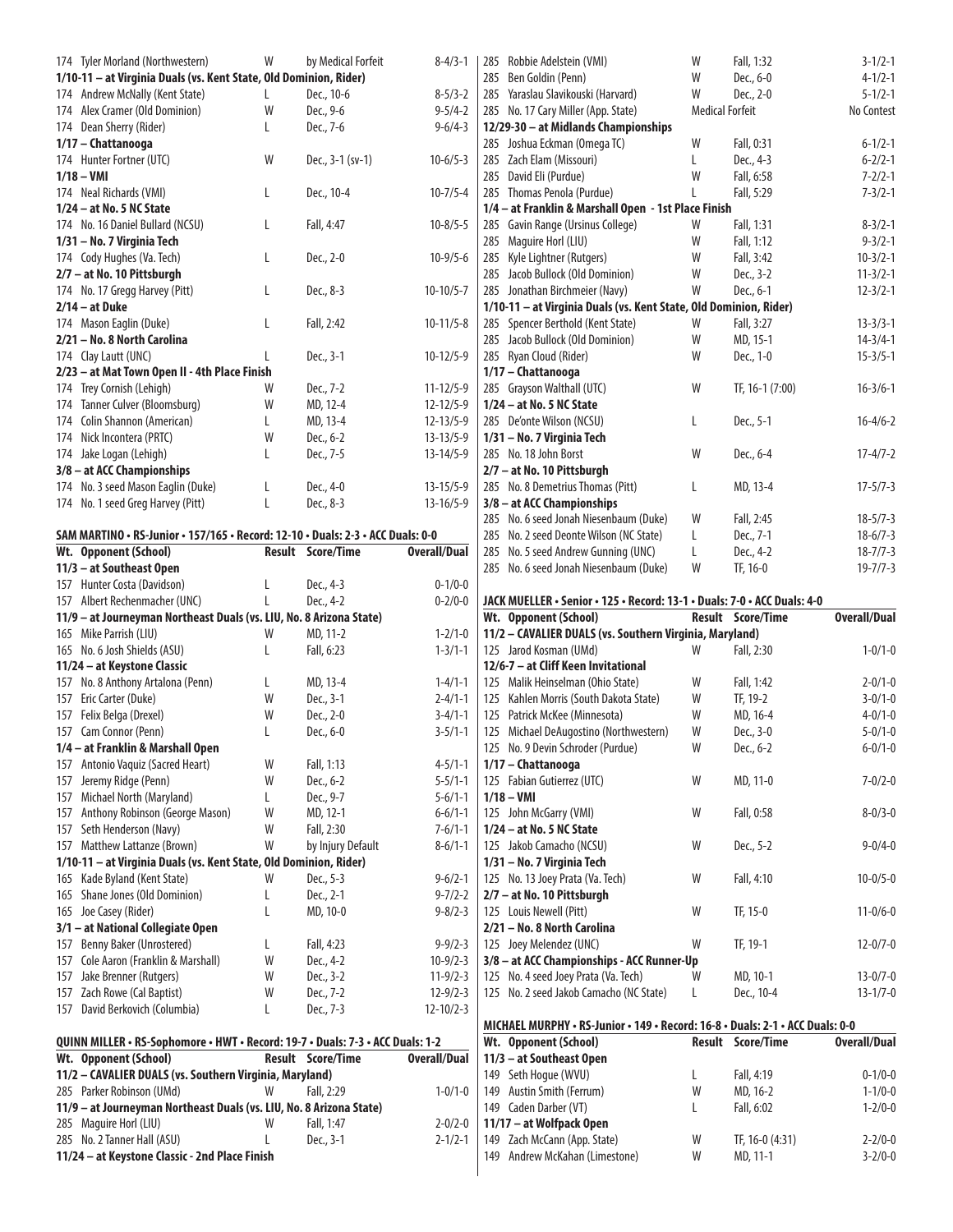| Wt. | Opponent (School) | Result | Score/Time | Overall/Dual |
|---|---|---|---|---|
| 174 | Tyler Morland (Northwestern) | W | by Medical Forfeit | 8-4/3-1 |
| **1/10-11 – at Virginia Duals (vs. Kent State, Old Dominion, Rider)** | | | | |
| 174 | Andrew McNally (Kent State) | L | Dec., 10-6 | 8-5/3-2 |
| 174 | Alex Cramer (Old Dominion) | W | Dec., 9-6 | 9-5/4-2 |
| 174 | Dean Sherry (Rider) | L | Dec., 7-6 | 9-6/4-3 |
| **1/17 – Chattanooga** | | | | |
| 174 | Hunter Fortner (UTC) | W | Dec., 3-1 (sv-1) | 10-6/5-3 |
| **1/18 – VMI** | | | | |
| 174 | Neal Richards (VMI) | L | Dec., 10-4 | 10-7/5-4 |
| **1/24 – at No. 5 NC State** | | | | |
| 174 | No. 16 Daniel Bullard (NCSU) | L | Fall, 4:47 | 10-8/5-5 |
| **1/31 – No. 7 Virginia Tech** | | | | |
| 174 | Cody Hughes (Va. Tech) | L | Dec., 2-0 | 10-9/5-6 |
| **2/7 – at No. 10 Pittsburgh** | | | | |
| 174 | No. 17 Gregg Harvey (Pitt) | L | Dec., 8-3 | 10-10/5-7 |
| **2/14 – at Duke** | | | | |
| 174 | Mason Eaglin (Duke) | L | Fall, 2:42 | 10-11/5-8 |
| **2/21 – No. 8 North Carolina** | | | | |
| 174 | Clay Lautt (UNC) | L | Dec., 3-1 | 10-12/5-9 |
| **2/23 – at Mat Town Open II - 4th Place Finish** | | | | |
| 174 | Trey Cornish (Lehigh) | W | Dec., 7-2 | 11-12/5-9 |
| 174 | Tanner Culver (Bloomsburg) | W | MD, 12-4 | 12-12/5-9 |
| 174 | Colin Shannon (American) | L | MD, 13-4 | 12-13/5-9 |
| 174 | Nick Incontera (PRTC) | W | Dec., 6-2 | 13-13/5-9 |
| 174 | Jake Logan (Lehigh) | L | Dec., 7-5 | 13-14/5-9 |
| **3/8 – at ACC Championships** | | | | |
| 174 | No. 3 seed Mason Eaglin (Duke) | L | Dec., 4-0 | 13-15/5-9 |
| 174 | No. 1 seed Greg Harvey (Pitt) | L | Dec., 8-3 | 13-16/5-9 |

**SAM MARTINO • RS-Junior • 157/165 • Record: 12-10 • Duals: 2-3 • ACC Duals: 0-0**

| Wt. | Opponent (School) | Result | Score/Time | Overall/Dual |
|---|---|---|---|---|
| **11/3 – at Southeast Open** | | | | |
| 157 | Hunter Costa (Davidson) | L | Dec., 4-3 | 0-1/0-0 |
| 157 | Albert Rechenmacher (UNC) | L | Dec., 4-2 | 0-2/0-0 |
| **11/9 – at Journeyman Northeast Duals (vs. LIU, No. 8 Arizona State)** | | | | |
| 165 | Mike Parrish (LIU) | W | MD, 11-2 | 1-2/1-0 |
| 165 | No. 6 Josh Shields (ASU) | L | Fall, 6:23 | 1-3/1-1 |
| **11/24 – at Keystone Classic** | | | | |
| 157 | No. 8 Anthony Artalona (Penn) | L | MD, 13-4 | 1-4/1-1 |
| 157 | Eric Carter (Duke) | W | Dec., 3-1 | 2-4/1-1 |
| 157 | Felix Belga (Drexel) | W | Dec., 2-0 | 3-4/1-1 |
| 157 | Cam Connor (Penn) | L | Dec., 6-0 | 3-5/1-1 |
| **1/4 – at Franklin & Marshall Open** | | | | |
| 157 | Antonio Vaquiz (Sacred Heart) | W | Fall, 1:13 | 4-5/1-1 |
| 157 | Jeremy Ridge (Penn) | W | Dec., 6-2 | 5-5/1-1 |
| 157 | Michael North (Maryland) | L | Dec., 9-7 | 5-6/1-1 |
| 157 | Anthony Robinson (George Mason) | W | MD, 12-1 | 6-6/1-1 |
| 157 | Seth Henderson (Navy) | W | Fall, 2:30 | 7-6/1-1 |
| 157 | Matthew Lattanze (Brown) | W | by Injury Default | 8-6/1-1 |
| **1/10-11 – at Virginia Duals (vs. Kent State, Old Dominion, Rider)** | | | | |
| 165 | Kade Byland (Kent State) | W | Dec., 5-3 | 9-6/2-1 |
| 165 | Shane Jones (Old Dominion) | L | Dec., 2-1 | 9-7/2-2 |
| 165 | Joe Casey (Rider) | L | MD, 10-0 | 9-8/2-3 |
| **3/1 – at National Collegiate Open** | | | | |
| 157 | Benny Baker (Unrostered) | L | Fall, 4:23 | 9-9/2-3 |
| 157 | Cole Aaron (Franklin & Marshall) | W | Dec., 4-2 | 10-9/2-3 |
| 157 | Jake Brenner (Rutgers) | W | Dec., 3-2 | 11-9/2-3 |
| 157 | Zach Rowe (Cal Baptist) | W | Dec., 7-2 | 12-9/2-3 |
| 157 | David Berkovich (Columbia) | L | Dec., 7-3 | 12-10/2-3 |

**QUINN MILLER • RS-Sophomore • HWT • Record: 19-7 • Duals: 7-3 • ACC Duals: 1-2**

| Wt. | Opponent (School) | Result | Score/Time | Overall/Dual |
|---|---|---|---|---|
| **11/2 – CAVALIER DUALS (vs. Southern Virginia, Maryland)** | | | | |
| 285 | Parker Robinson (UMd) | W | Fall, 2:29 | 1-0/1-0 |
| **11/9 – at Journeyman Northeast Duals (vs. LIU, No. 8 Arizona State)** | | | | |
| 285 | Maguire Horl (LIU) | W | Fall, 1:47 | 2-0/2-0 |
| 285 | No. 2 Tanner Hall (ASU) | L | Dec., 3-1 | 2-1/2-1 |
| **11/24 – at Keystone Classic - 2nd Place Finish** | | | | |
| 285 | Robbie Adelstein (VMI) | W | Fall, 1:32 | 3-1/2-1 |
| 285 | Ben Goldin (Penn) | W | Dec., 6-0 | 4-1/2-1 |
| 285 | Yaraslau Slavikouski (Harvard) | W | Dec., 2-0 | 5-1/2-1 |
| 285 | No. 17 Cary Miller (App. State) | Medical Forfeit | | No Contest |
| **12/29-30 – at Midlands Championships** | | | | |
| 285 | Joshua Eckman (Omega TC) | W | Fall, 0:31 | 6-1/2-1 |
| 285 | Zach Elam (Missouri) | L | Dec., 4-3 | 6-2/2-1 |
| 285 | David Eli (Purdue) | W | Fall, 6:58 | 7-2/2-1 |
| 285 | Thomas Penola (Purdue) | L | Fall, 5:29 | 7-3/2-1 |
| **1/4 – at Franklin & Marshall Open - 1st Place Finish** | | | | |
| 285 | Gavin Range (Ursinus College) | W | Fall, 1:31 | 8-3/2-1 |
| 285 | Maguire Horl (LIU) | W | Fall, 1:12 | 9-3/2-1 |
| 285 | Kyle Lightner (Rutgers) | W | Fall, 3:42 | 10-3/2-1 |
| 285 | Jacob Bullock (Old Dominion) | W | Dec., 3-2 | 11-3/2-1 |
| 285 | Jonathan Birchmeier (Navy) | W | Dec., 6-1 | 12-3/2-1 |
| **1/10-11 – at Virginia Duals (vs. Kent State, Old Dominion, Rider)** | | | | |
| 285 | Spencer Berthold (Kent State) | W | Fall, 3:27 | 13-3/3-1 |
| 285 | Jacob Bullock (Old Dominion) | W | MD, 15-1 | 14-3/4-1 |
| 285 | Ryan Cloud (Rider) | W | Dec., 1-0 | 15-3/5-1 |
| **1/17 – Chattanooga** | | | | |
| 285 | Grayson Walthall (UTC) | W | TF, 16-1 (7:00) | 16-3/6-1 |
| **1/24 – at No. 5 NC State** | | | | |
| 285 | De'onte Wilson (NCSU) | L | Dec., 5-1 | 16-4/6-2 |
| **1/31 – No. 7 Virginia Tech** | | | | |
| 285 | No. 18 John Borst | W | Dec., 6-4 | 17-4/7-2 |
| **2/7 – at No. 10 Pittsburgh** | | | | |
| 285 | No. 8 Demetrius Thomas (Pitt) | L | MD, 13-4 | 17-5/7-3 |
| **3/8 – at ACC Championships** | | | | |
| 285 | No. 6 seed Jonah Niesenbaum (Duke) | W | Fall, 2:45 | 18-5/7-3 |
| 285 | No. 2 seed Deonte Wilson (NC State) | L | Dec., 7-1 | 18-6/7-3 |
| 285 | No. 5 seed Andrew Gunning (UNC) | L | Dec., 4-2 | 18-7/7-3 |
| 285 | No. 6 seed Jonah Niesenbaum (Duke) | W | TF, 16-0 | 19-7/7-3 |

**JACK MUELLER • Senior • 125 • Record: 13-1 • Duals: 7-0 • ACC Duals: 4-0**

| Wt. | Opponent (School) | Result | Score/Time | Overall/Dual |
|---|---|---|---|---|
| **11/2 – CAVALIER DUALS (vs. Southern Virginia, Maryland)** | | | | |
| 125 | Jarod Kosman (UMd) | W | Fall, 2:30 | 1-0/1-0 |
| **12/6-7 – at Cliff Keen Invitational** | | | | |
| 125 | Malik Heinselman (Ohio State) | W | Fall, 1:42 | 2-0/1-0 |
| 125 | Kahlen Morris (South Dakota State) | W | TF, 19-2 | 3-0/1-0 |
| 125 | Patrick McKee (Minnesota) | W | MD, 16-4 | 4-0/1-0 |
| 125 | Michael DeAugostino (Northwestern) | W | Dec., 3-0 | 5-0/1-0 |
| 125 | No. 9 Devin Schroder (Purdue) | W | Dec., 6-2 | 6-0/1-0 |
| **1/17 – Chattanooga** | | | | |
| 125 | Fabian Gutierrez (UTC) | W | MD, 11-0 | 7-0/2-0 |
| **1/18 – VMI** | | | | |
| 125 | John McGarry (VMI) | W | Fall, 0:58 | 8-0/3-0 |
| **1/24 – at No. 5 NC State** | | | | |
| 125 | Jakob Camacho (NCSU) | W | Dec., 5-2 | 9-0/4-0 |
| **1/31 – No. 7 Virginia Tech** | | | | |
| 125 | No. 13 Joey Prata (Va. Tech) | W | Fall, 4:10 | 10-0/5-0 |
| **2/7 – at No. 10 Pittsburgh** | | | | |
| 125 | Louis Newell (Pitt) | W | TF, 15-0 | 11-0/6-0 |
| **2/21 – No. 8 North Carolina** | | | | |
| 125 | Joey Melendez (UNC) | W | TF, 19-1 | 12-0/7-0 |
| **3/8 – at ACC Championships - ACC Runner-Up** | | | | |
| 125 | No. 4 seed Joey Prata (Va. Tech) | W | MD, 10-1 | 13-0/7-0 |
| 125 | No. 2 seed Jakob Camacho (NC State) | L | Dec., 10-4 | 13-1/7-0 |

**MICHAEL MURPHY • RS-Junior • 149 • Record: 16-8 • Duals: 2-1 • ACC Duals: 0-0**

| Wt. | Opponent (School) | Result | Score/Time | Overall/Dual |
|---|---|---|---|---|
| **11/3 – at Southeast Open** | | | | |
| 149 | Seth Hogue (WVU) | L | Fall, 4:19 | 0-1/0-0 |
| 149 | Austin Smith (Ferrum) | W | MD, 16-2 | 1-1/0-0 |
| 149 | Caden Darber (VT) | L | Fall, 6:02 | 1-2/0-0 |
| **11/17 – at Wolfpack Open** | | | | |
| 149 | Zach McCann (App. State) | W | TF, 16-0 (4:31) | 2-2/0-0 |
| 149 | Andrew McKahan (Limestone) | W | MD, 11-1 | 3-2/0-0 |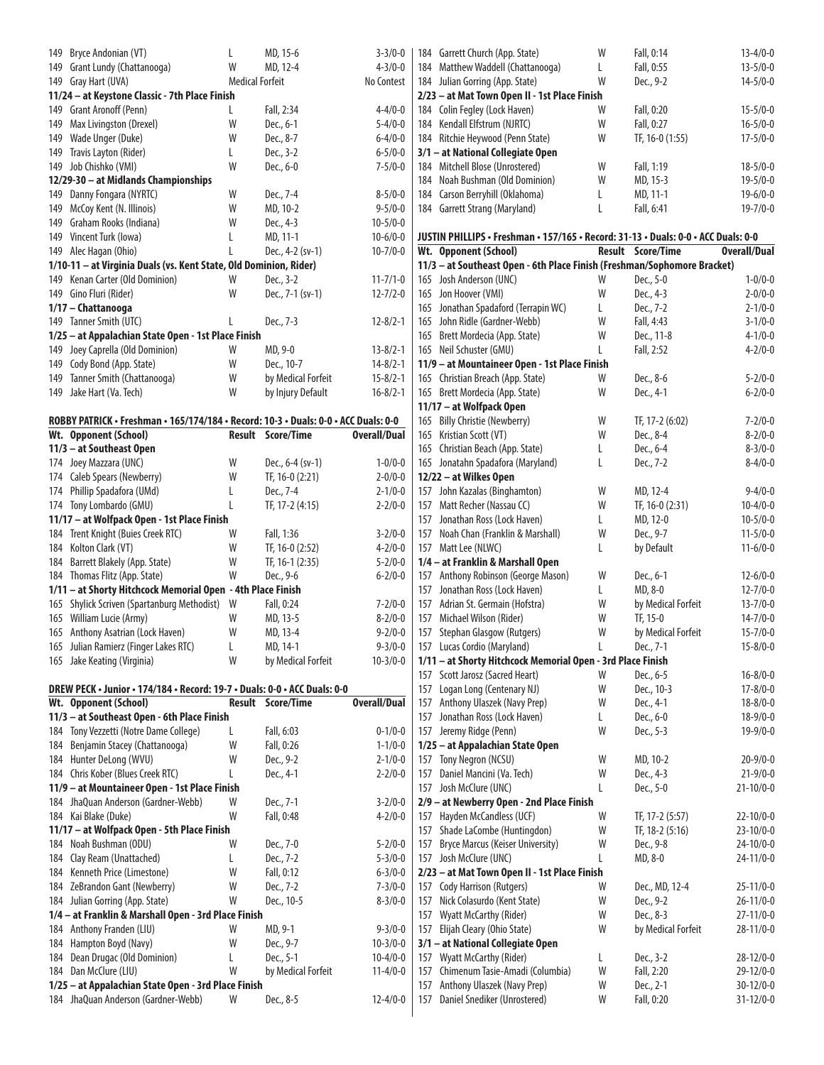| Wt. | Opponent (School) | Result | Score/Time | Overall/Dual |
|---|---|---|---|---|
| 149 | Bryce Andonian (VT) | L | MD, 15-6 | 3-3/0-0 |
| 149 | Grant Lundy (Chattanooga) | W | MD, 12-4 | 4-3/0-0 |
| 149 | Gray Hart (UVA) | Medical Forfeit | | No Contest |
| **11/24 – at Keystone Classic - 7th Place Finish** | | | | |
| 149 | Grant Aronoff (Penn) | L | Fall, 2:34 | 4-4/0-0 |
| 149 | Max Livingston (Drexel) | W | Dec., 6-1 | 5-4/0-0 |
| 149 | Wade Unger (Duke) | W | Dec., 8-7 | 6-4/0-0 |
| 149 | Travis Layton (Rider) | L | Dec., 3-2 | 6-5/0-0 |
| 149 | Job Chishko (VMI) | W | Dec., 6-0 | 7-5/0-0 |
| **12/29-30 – at Midlands Championships** | | | | |
| 149 | Danny Fongara (NYRTC) | W | Dec., 7-4 | 8-5/0-0 |
| 149 | McCoy Kent (N. Illinois) | W | MD, 10-2 | 9-5/0-0 |
| 149 | Graham Rooks (Indiana) | W | Dec., 4-3 | 10-5/0-0 |
| 149 | Vincent Turk (Iowa) | L | MD, 11-1 | 10-6/0-0 |
| 149 | Alec Hagan (Ohio) | L | Dec., 4-2 (sv-1) | 10-7/0-0 |
| **1/10-11 – at Virginia Duals (vs. Kent State, Old Dominion, Rider)** | | | | |
| 149 | Kenan Carter (Old Dominion) | W | Dec., 3-2 | 11-7/1-0 |
| 149 | Gino Fluri (Rider) | W | Dec., 7-1 (sv-1) | 12-7/2-0 |
| **1/17 – Chattanooga** | | | | |
| 149 | Tanner Smith (UTC) | L | Dec., 7-3 | 12-8/2-1 |
| **1/25 – at Appalachian State Open - 1st Place Finish** | | | | |
| 149 | Joey Caprella (Old Dominion) | W | MD, 9-0 | 13-8/2-1 |
| 149 | Cody Bond (App. State) | W | Dec., 10-7 | 14-8/2-1 |
| 149 | Tanner Smith (Chattanooga) | W | by Medical Forfeit | 15-8/2-1 |
| 149 | Jake Hart (Va. Tech) | W | by Injury Default | 16-8/2-1 |

**ROBBY PATRICK • Freshman • 165/174/184 • Record: 10-3 • Duals: 0-0 • ACC Duals: 0-0**

| Wt. | Opponent (School) | Result | Score/Time | Overall/Dual |
|---|---|---|---|---|
| **11/3 – at Southeast Open** | | | | |
| 174 | Joey Mazzara (UNC) | W | Dec., 6-4 (sv-1) | 1-0/0-0 |
| 174 | Caleb Spears (Newberry) | W | TF, 16-0 (2:21) | 2-0/0-0 |
| 174 | Phillip Spadafora (UMd) | L | Dec., 7-4 | 2-1/0-0 |
| 174 | Tony Lombardo (GMU) | L | TF, 17-2 (4:15) | 2-2/0-0 |
| **11/17 – at Wolfpack Open - 1st Place Finish** | | | | |
| 184 | Trent Knight (Buies Creek RTC) | W | Fall, 1:36 | 3-2/0-0 |
| 184 | Kolton Clark (VT) | W | TF, 16-0 (2:52) | 4-2/0-0 |
| 184 | Barrett Blakely (App. State) | W | TF, 16-1 (2:35) | 5-2/0-0 |
| 184 | Thomas Flitz (App. State) | W | Dec., 9-6 | 6-2/0-0 |
| **1/11 – at Shorty Hitchcock Memorial Open - 4th Place Finish** | | | | |
| 165 | Shylick Scriven (Spartanburg Methodist) | W | Fall, 0:24 | 7-2/0-0 |
| 165 | William Lucie (Army) | W | MD, 13-5 | 8-2/0-0 |
| 165 | Anthony Asatrian (Lock Haven) | W | MD, 13-4 | 9-2/0-0 |
| 165 | Julian Ramierz (Finger Lakes RTC) | L | MD, 14-1 | 9-3/0-0 |
| 165 | Jake Keating (Virginia) | W | by Medical Forfeit | 10-3/0-0 |

**DREW PECK • Junior • 174/184 • Record: 19-7 • Duals: 0-0 • ACC Duals: 0-0**

| Wt. | Opponent (School) | Result | Score/Time | Overall/Dual |
|---|---|---|---|---|
| **11/3 – at Southeast Open - 6th Place Finish** | | | | |
| 184 | Tony Vezzetti (Notre Dame College) | L | Fall, 6:03 | 0-1/0-0 |
| 184 | Benjamin Stacey (Chattanooga) | W | Fall, 0:26 | 1-1/0-0 |
| 184 | Hunter DeLong (WVU) | W | Dec., 9-2 | 2-1/0-0 |
| 184 | Chris Kober (Blues Creek RTC) | L | Dec., 4-1 | 2-2/0-0 |
| **11/9 – at Mountaineer Open - 1st Place Finish** | | | | |
| 184 | JhaQuan Anderson (Gardner-Webb) | W | Dec., 7-1 | 3-2/0-0 |
| 184 | Kai Blake (Duke) | W | Fall, 0:48 | 4-2/0-0 |
| **11/17 – at Wolfpack Open - 5th Place Finish** | | | | |
| 184 | Noah Bushman (ODU) | W | Dec., 7-0 | 5-2/0-0 |
| 184 | Clay Ream (Unattached) | L | Dec., 7-2 | 5-3/0-0 |
| 184 | Kenneth Price (Limestone) | W | Fall, 0:12 | 6-3/0-0 |
| 184 | ZeBrandon Gant (Newberry) | W | Dec., 7-2 | 7-3/0-0 |
| 184 | Julian Gorring (App. State) | W | Dec., 10-5 | 8-3/0-0 |
| **1/4 – at Franklin & Marshall Open - 3rd Place Finish** | | | | |
| 184 | Anthony Franden (LIU) | W | MD, 9-1 | 9-3/0-0 |
| 184 | Hampton Boyd (Navy) | W | Dec., 9-7 | 10-3/0-0 |
| 184 | Dean Drugac (Old Dominion) | L | Dec., 5-1 | 10-4/0-0 |
| 184 | Dan McClure (LIU) | W | by Medical Forfeit | 11-4/0-0 |
| **1/25 – at Appalachian State Open - 3rd Place Finish** | | | | |
| 184 | JhaQuan Anderson (Gardner-Webb) | W | Dec., 8-5 | 12-4/0-0 |
| 184 | Garrett Church (App. State) | W | Fall, 0:14 | 13-4/0-0 |
| 184 | Matthew Waddell (Chattanooga) | L | Fall, 0:55 | 13-5/0-0 |
| 184 | Julian Gorring (App. State) | W | Dec., 9-2 | 14-5/0-0 |
| **2/23 – at Mat Town Open II - 1st Place Finish** | | | | |
| 184 | Colin Fegley (Lock Haven) | W | Fall, 0:20 | 15-5/0-0 |
| 184 | Kendall Elfstrum (NJRTC) | W | Fall, 0:27 | 16-5/0-0 |
| 184 | Ritchie Heywood (Penn State) | W | TF, 16-0 (1:55) | 17-5/0-0 |
| **3/1 – at National Collegiate Open** | | | | |
| 184 | Mitchell Blose (Unrostered) | W | Fall, 1:19 | 18-5/0-0 |
| 184 | Noah Bushman (Old Dominion) | W | MD, 15-3 | 19-5/0-0 |
| 184 | Carson Berryhill (Oklahoma) | L | MD, 11-1 | 19-6/0-0 |
| 184 | Garrett Strang (Maryland) | L | Fall, 6:41 | 19-7/0-0 |

**JUSTIN PHILLIPS • Freshman • 157/165 • Record: 31-13 • Duals: 0-0 • ACC Duals: 0-0**

| Wt. | Opponent (School) | Result | Score/Time | Overall/Dual |
|---|---|---|---|---|
| **11/3 – at Southeast Open - 6th Place Finish (Freshman/Sophomore Bracket)** | | | | |
| 165 | Josh Anderson (UNC) | W | Dec., 5-0 | 1-0/0-0 |
| 165 | Jon Hoover (VMI) | W | Dec., 4-3 | 2-0/0-0 |
| 165 | Jonathan Spadaford (Terrapin WC) | L | Dec., 7-2 | 2-1/0-0 |
| 165 | John Ridle (Gardner-Webb) | W | Fall, 4:43 | 3-1/0-0 |
| 165 | Brett Mordecia (App. State) | W | Dec., 11-8 | 4-1/0-0 |
| 165 | Neil Schuster (GMU) | L | Fall, 2:52 | 4-2/0-0 |
| **11/9 – at Mountaineer Open - 1st Place Finish** | | | | |
| 165 | Christian Breach (App. State) | W | Dec., 8-6 | 5-2/0-0 |
| 165 | Brett Mordecia (App. State) | W | Dec., 4-1 | 6-2/0-0 |
| **11/17 – at Wolfpack Open** | | | | |
| 165 | Billy Christie (Newberry) | W | TF, 17-2 (6:02) | 7-2/0-0 |
| 165 | Kristian Scott (VT) | W | Dec., 8-4 | 8-2/0-0 |
| 165 | Christian Beach (App. State) | L | Dec., 6-4 | 8-3/0-0 |
| 165 | Jonatahn Spadafora (Maryland) | L | Dec., 7-2 | 8-4/0-0 |
| **12/22 – at Wilkes Open** | | | | |
| 157 | John Kazalas (Binghamton) | W | MD, 12-4 | 9-4/0-0 |
| 157 | Matt Recher (Nassau CC) | W | TF, 16-0 (2:31) | 10-4/0-0 |
| 157 | Jonathan Ross (Lock Haven) | L | MD, 12-0 | 10-5/0-0 |
| 157 | Noah Chan (Franklin & Marshall) | W | Dec., 9-7 | 11-5/0-0 |
| 157 | Matt Lee (NLWC) | L | by Default | 11-6/0-0 |
| **1/4 – at Franklin & Marshall Open** | | | | |
| 157 | Anthony Robinson (George Mason) | W | Dec., 6-1 | 12-6/0-0 |
| 157 | Jonathan Ross (Lock Haven) | L | MD, 8-0 | 12-7/0-0 |
| 157 | Adrian St. Germain (Hofstra) | W | by Medical Forfeit | 13-7/0-0 |
| 157 | Michael Wilson (Rider) | W | TF, 15-0 | 14-7/0-0 |
| 157 | Stephan Glasgow (Rutgers) | W | by Medical Forfeit | 15-7/0-0 |
| 157 | Lucas Cordio (Maryland) | L | Dec., 7-1 | 15-8/0-0 |
| **1/11 – at Shorty Hitchcock Memorial Open - 3rd Place Finish** | | | | |
| 157 | Scott Jarosz (Sacred Heart) | W | Dec., 6-5 | 16-8/0-0 |
| 157 | Logan Long (Centenary NJ) | W | Dec., 10-3 | 17-8/0-0 |
| 157 | Anthony Ulaszek (Navy Prep) | W | Dec., 4-1 | 18-8/0-0 |
| 157 | Jonathan Ross (Lock Haven) | L | Dec., 6-0 | 18-9/0-0 |
| 157 | Jeremy Ridge (Penn) | W | Dec., 5-3 | 19-9/0-0 |
| **1/25 – at Appalachian State Open** | | | | |
| 157 | Tony Negron (NCSU) | W | MD, 10-2 | 20-9/0-0 |
| 157 | Daniel Mancini (Va. Tech) | W | Dec., 4-3 | 21-9/0-0 |
| 157 | Josh McClure (UNC) | L | Dec., 5-0 | 21-10/0-0 |
| **2/9 – at Newberry Open - 2nd Place Finish** | | | | |
| 157 | Hayden McCandless (UCF) | W | TF, 17-2 (5:57) | 22-10/0-0 |
| 157 | Shade LaCombe (Huntingdon) | W | TF, 18-2 (5:16) | 23-10/0-0 |
| 157 | Bryce Marcus (Keiser University) | W | Dec., 9-8 | 24-10/0-0 |
| 157 | Josh McClure (UNC) | L | MD, 8-0 | 24-11/0-0 |
| **2/23 – at Mat Town Open II - 1st Place Finish** | | | | |
| 157 | Cody Harrison (Rutgers) | W | Dec., MD, 12-4 | 25-11/0-0 |
| 157 | Nick Colasurdo (Kent State) | W | Dec., 9-2 | 26-11/0-0 |
| 157 | Wyatt McCarthy (Rider) | W | Dec., 8-3 | 27-11/0-0 |
| 157 | Elijah Cleary (Ohio State) | W | by Medical Forfeit | 28-11/0-0 |
| **3/1 – at National Collegiate Open** | | | | |
| 157 | Wyatt McCarthy (Rider) | L | Dec., 3-2 | 28-12/0-0 |
| 157 | Chimenum Tasie-Amadi (Columbia) | W | Fall, 2:20 | 29-12/0-0 |
| 157 | Anthony Ulaszek (Navy Prep) | W | Dec., 2-1 | 30-12/0-0 |
| 157 | Daniel Snediker (Unrostered) | W | Fall, 0:20 | 31-12/0-0 |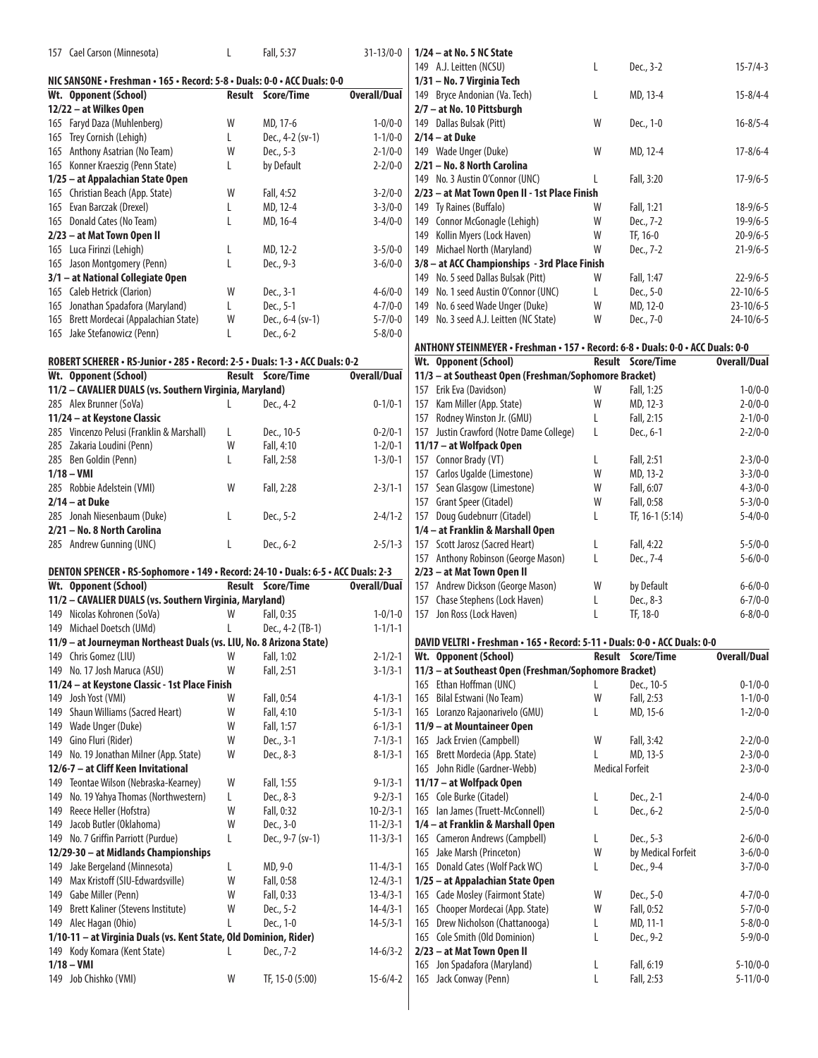| Wt. | Opponent (School) | Result | Score/Time | Overall/Dual |
|---|---|---|---|---|
| 157 | Cael Carson (Minnesota) | L | Fall, 5:37 | 31-13/0-0 |

### NIC SANSONE • Freshman • 165 • Record: 5-8 • Duals: 0-0 • ACC Duals: 0-0

| Wt. | Opponent (School) | Result | Score/Time | Overall/Dual |
|---|---|---|---|---|
| **12/22 – at Wilkes Open** | | | | |
| 165 | Faryd Daza (Muhlenberg) | W | MD, 17-6 | 1-0/0-0 |
| 165 | Trey Cornish (Lehigh) | L | Dec., 4-2 (sv-1) | 1-1/0-0 |
| 165 | Anthony Asatrian (No Team) | W | Dec., 5-3 | 2-1/0-0 |
| 165 | Konner Kraeszig (Penn State) | L | by Default | 2-2/0-0 |
| **1/25 – at Appalachian State Open** | | | | |
| 165 | Christian Beach (App. State) | W | Fall, 4:52 | 3-2/0-0 |
| 165 | Evan Barczak (Drexel) | L | MD, 12-4 | 3-3/0-0 |
| 165 | Donald Cates (No Team) | L | MD, 16-4 | 3-4/0-0 |
| **2/23 – at Mat Town Open II** | | | | |
| 165 | Luca Firinzi (Lehigh) | L | MD, 12-2 | 3-5/0-0 |
| 165 | Jason Montgomery (Penn) | L | Dec., 9-3 | 3-6/0-0 |
| **3/1 – at National Collegiate Open** | | | | |
| 165 | Caleb Hetrick (Clarion) | W | Dec., 3-1 | 4-6/0-0 |
| 165 | Jonathan Spadafora (Maryland) | L | Dec., 5-1 | 4-7/0-0 |
| 165 | Brett Mordecai (Appalachian State) | W | Dec., 6-4 (sv-1) | 5-7/0-0 |
| 165 | Jake Stefanowicz (Penn) | L | Dec., 6-2 | 5-8/0-0 |

### ROBERT SCHERER • RS-Junior • 285 • Record: 2-5 • Duals: 1-3 • ACC Duals: 0-2

| Wt. | Opponent (School) | Result | Score/Time | Overall/Dual |
|---|---|---|---|---|
| **11/2 – CAVALIER DUALS (vs. Southern Virginia, Maryland)** | | | | |
| 285 | Alex Brunner (SoVa) | L | Dec., 4-2 | 0-1/0-1 |
| **11/24 – at Keystone Classic** | | | | |
| 285 | Vincenzo Pelusi (Franklin & Marshall) | L | Dec., 10-5 | 0-2/0-1 |
| 285 | Zakaria Loudini (Penn) | W | Fall, 4:10 | 1-2/0-1 |
| 285 | Ben Goldin (Penn) | L | Fall, 2:58 | 1-3/0-1 |
| **1/18 – VMI** | | | | |
| 285 | Robbie Adelstein (VMI) | W | Fall, 2:28 | 2-3/1-1 |
| **2/14 – at Duke** | | | | |
| 285 | Jonah Niesenbaum (Duke) | L | Dec., 5-2 | 2-4/1-2 |
| **2/21 – No. 8 North Carolina** | | | | |
| 285 | Andrew Gunning (UNC) | L | Dec., 6-2 | 2-5/1-3 |

### DENTON SPENCER • RS-Sophomore • 149 • Record: 24-10 • Duals: 6-5 • ACC Duals: 2-3

| Wt. | Opponent (School) | Result | Score/Time | Overall/Dual |
|---|---|---|---|---|
| **11/2 – CAVALIER DUALS (vs. Southern Virginia, Maryland)** | | | | |
| 149 | Nicolas Kohronen (SoVa) | W | Fall, 0:35 | 1-0/1-0 |
| 149 | Michael Doetsch (UMd) | L | Dec., 4-2 (TB-1) | 1-1/1-1 |
| **11/9 – at Journeyman Northeast Duals (vs. LIU, No. 8 Arizona State)** | | | | |
| 149 | Chris Gomez (LIU) | W | Fall, 1:02 | 2-1/2-1 |
| 149 | No. 17 Josh Maruca (ASU) | W | Fall, 2:51 | 3-1/3-1 |
| **11/24 – at Keystone Classic - 1st Place Finish** | | | | |
| 149 | Josh Yost (VMI) | W | Fall, 0:54 | 4-1/3-1 |
| 149 | Shaun Williams (Sacred Heart) | W | Fall, 4:10 | 5-1/3-1 |
| 149 | Wade Unger (Duke) | W | Fall, 1:57 | 6-1/3-1 |
| 149 | Gino Fluri (Rider) | W | Dec., 3-1 | 7-1/3-1 |
| 149 | No. 19 Jonathan Milner (App. State) | W | Dec., 8-3 | 8-1/3-1 |
| **12/6-7 – at Cliff Keen Invitational** | | | | |
| 149 | Teontae Wilson (Nebraska-Kearney) | W | Fall, 1:55 | 9-1/3-1 |
| 149 | No. 19 Yahya Thomas (Northwestern) | L | Dec., 8-3 | 9-2/3-1 |
| 149 | Reece Heller (Hofstra) | W | Fall, 0:32 | 10-2/3-1 |
| 149 | Jacob Butler (Oklahoma) | W | Dec., 3-0 | 11-2/3-1 |
| 149 | No. 7 Griffin Parriott (Purdue) | L | Dec., 9-7 (sv-1) | 11-3/3-1 |
| **12/29-30 – at Midlands Championships** | | | | |
| 149 | Jake Bergeland (Minnesota) | L | MD, 9-0 | 11-4/3-1 |
| 149 | Max Kristoff (SIU-Edwardsville) | W | Fall, 0:58 | 12-4/3-1 |
| 149 | Gabe Miller (Penn) | W | Fall, 0:33 | 13-4/3-1 |
| 149 | Brett Kaliner (Stevens Institute) | W | Dec., 5-2 | 14-4/3-1 |
| 149 | Alec Hagan (Ohio) | L | Dec., 1-0 | 14-5/3-1 |
| **1/10-11 – at Virginia Duals (vs. Kent State, Old Dominion, Rider)** | | | | |
| 149 | Kody Komara (Kent State) | L | Dec., 7-2 | 14-6/3-2 |
| **1/18 – VMI** | | | | |
| 149 | Job Chishko (VMI) | W | TF, 15-0 (5:00) | 15-6/4-2 |
| **1/24 – at No. 5 NC State** | | | | |
| 149 | A.J. Leitten (NCSU) | L | Dec., 3-2 | 15-7/4-3 |
| **1/31 – No. 7 Virginia Tech** | | | | |
| 149 | Bryce Andonian (Va. Tech) | L | MD, 13-4 | 15-8/4-4 |
| **2/7 – at No. 10 Pittsburgh** | | | | |
| 149 | Dallas Bulsak (Pitt) | W | Dec., 1-0 | 16-8/5-4 |
| **2/14 – at Duke** | | | | |
| 149 | Wade Unger (Duke) | W | MD, 12-4 | 17-8/6-4 |
| **2/21 – No. 8 North Carolina** | | | | |
| 149 | No. 3 Austin O'Connor (UNC) | L | Fall, 3:20 | 17-9/6-5 |
| **2/23 – at Mat Town Open II - 1st Place Finish** | | | | |
| 149 | Ty Raines (Buffalo) | W | Fall, 1:21 | 18-9/6-5 |
| 149 | Connor McGonagle (Lehigh) | W | Dec., 7-2 | 19-9/6-5 |
| 149 | Kollin Myers (Lock Haven) | W | TF, 16-0 | 20-9/6-5 |
| 149 | Michael North (Maryland) | W | Dec., 7-2 | 21-9/6-5 |
| **3/8 – at ACC Championships - 3rd Place Finish** | | | | |
| 149 | No. 5 seed Dallas Bulsak (Pitt) | W | Fall, 1:47 | 22-9/6-5 |
| 149 | No. 1 seed Austin O'Connor (UNC) | L | Dec., 5-0 | 22-10/6-5 |
| 149 | No. 6 seed Wade Unger (Duke) | W | MD, 12-0 | 23-10/6-5 |
| 149 | No. 3 seed A.J. Leitten (NC State) | W | Dec., 7-0 | 24-10/6-5 |

### ANTHONY STEINMEYER • Freshman • 157 • Record: 6-8 • Duals: 0-0 • ACC Duals: 0-0

| Wt. | Opponent (School) | Result | Score/Time | Overall/Dual |
|---|---|---|---|---|
| **11/3 – at Southeast Open (Freshman/Sophomore Bracket)** | | | | |
| 157 | Erik Eva (Davidson) | W | Fall, 1:25 | 1-0/0-0 |
| 157 | Kam Miller (App. State) | W | MD, 12-3 | 2-0/0-0 |
| 157 | Rodney Winston Jr. (GMU) | L | Fall, 2:15 | 2-1/0-0 |
| 157 | Justin Crawford (Notre Dame College) | L | Dec., 6-1 | 2-2/0-0 |
| **11/17 – at Wolfpack Open** | | | | |
| 157 | Connor Brady (VT) | L | Fall, 2:51 | 2-3/0-0 |
| 157 | Carlos Ugalde (Limestone) | W | MD, 13-2 | 3-3/0-0 |
| 157 | Sean Glasgow (Limestone) | W | Fall, 6:07 | 4-3/0-0 |
| 157 | Grant Speer (Citadel) | W | Fall, 0:58 | 5-3/0-0 |
| 157 | Doug Gudebnurr (Citadel) | L | TF, 16-1 (5:14) | 5-4/0-0 |
| **1/4 – at Franklin & Marshall Open** | | | | |
| 157 | Scott Jarosz (Sacred Heart) | L | Fall, 4:22 | 5-5/0-0 |
| 157 | Anthony Robinson (George Mason) | L | Dec., 7-4 | 5-6/0-0 |
| **2/23 – at Mat Town Open II** | | | | |
| 157 | Andrew Dickson (George Mason) | W | by Default | 6-6/0-0 |
| 157 | Chase Stephens (Lock Haven) | L | Dec., 8-3 | 6-7/0-0 |
| 157 | Jon Ross (Lock Haven) | L | TF, 18-0 | 6-8/0-0 |

### DAVID VELTRI • Freshman • 165 • Record: 5-11 • Duals: 0-0 • ACC Duals: 0-0

| Wt. | Opponent (School) | Result | Score/Time | Overall/Dual |
|---|---|---|---|---|
| **11/3 – at Southeast Open (Freshman/Sophomore Bracket)** | | | | |
| 165 | Ethan Hoffman (UNC) | L | Dec., 10-5 | 0-1/0-0 |
| 165 | Bilal Estwani (No Team) | W | Fall, 2:53 | 1-1/0-0 |
| 165 | Loranzo Rajaonarivelo (GMU) | L | MD, 15-6 | 1-2/0-0 |
| **11/9 – at Mountaineer Open** | | | | |
| 165 | Jack Ervien (Campbell) | W | Fall, 3:42 | 2-2/0-0 |
| 165 | Brett Mordecia (App. State) | L | MD, 13-5 | 2-3/0-0 |
| 165 | John Ridle (Gardner-Webb) | Medical Forfeit | | 2-3/0-0 |
| **11/17 – at Wolfpack Open** | | | | |
| 165 | Cole Burke (Citadel) | L | Dec., 2-1 | 2-4/0-0 |
| 165 | Ian James (Truett-McConnell) | L | Dec., 6-2 | 2-5/0-0 |
| **1/4 – at Franklin & Marshall Open** | | | | |
| 165 | Cameron Andrews (Campbell) | L | Dec., 5-3 | 2-6/0-0 |
| 165 | Jake Marsh (Princeton) | W | by Medical Forfeit | 3-6/0-0 |
| 165 | Donald Cates (Wolf Pack WC) | L | Dec., 9-4 | 3-7/0-0 |
| **1/25 – at Appalachian State Open** | | | | |
| 165 | Cade Mosley (Fairmont State) | W | Dec., 5-0 | 4-7/0-0 |
| 165 | Chooper Mordecai (App. State) | W | Fall, 0:52 | 5-7/0-0 |
| 165 | Drew Nicholson (Chattanooga) | L | MD, 11-1 | 5-8/0-0 |
| 165 | Cole Smith (Old Dominion) | L | Dec., 9-2 | 5-9/0-0 |
| **2/23 – at Mat Town Open II** | | | | |
| 165 | Jon Spadafora (Maryland) | L | Fall, 6:19 | 5-10/0-0 |
| 165 | Jack Conway (Penn) | L | Fall, 2:53 | 5-11/0-0 |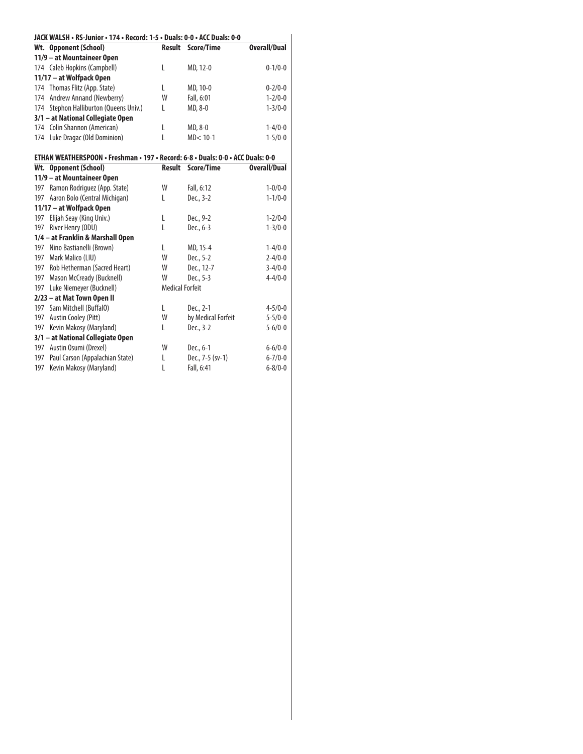**JACK WALSH • RS-Junior • 174 • Record: 1-5 • Duals: 0-0 • ACC Duals: 0-0**

| Wt. | Opponent (School) | Result | Score/Time | Overall/Dual |
|---|---|---|---|---|
| **11/9 – at Mountaineer Open** | | | | |
| 174 | Caleb Hopkins (Campbell) | L | MD, 12-0 | 0-1/0-0 |
| **11/17 – at Wolfpack Open** | | | | |
| 174 | Thomas Flitz (App. State) | L | MD, 10-0 | 0-2/0-0 |
| 174 | Andrew Annand (Newberry) | W | Fall, 6:01 | 1-2/0-0 |
| 174 | Stephon Halliburton (Queens Univ.) | L | MD, 8-0 | 1-3/0-0 |
| **3/1 – at National Collegiate Open** | | | | |
| 174 | Colin Shannon (American) | L | MD, 8-0 | 1-4/0-0 |
| 174 | Luke Dragac (Old Dominion) | L | MD< 10-1 | 1-5/0-0 |

**ETHAN WEATHERSPOON • Freshman • 197 • Record: 6-8 • Duals: 0-0 • ACC Duals: 0-0**

| Wt. | Opponent (School) | Result | Score/Time | Overall/Dual |
|---|---|---|---|---|
| **11/9 – at Mountaineer Open** | | | | |
| 197 | Ramon Rodriguez (App. State) | W | Fall, 6:12 | 1-0/0-0 |
| 197 | Aaron Bolo (Central Michigan) | L | Dec., 3-2 | 1-1/0-0 |
| **11/17 – at Wolfpack Open** | | | | |
| 197 | Elijah Seay (King Univ.) | L | Dec., 9-2 | 1-2/0-0 |
| 197 | River Henry (ODU) | L | Dec., 6-3 | 1-3/0-0 |
| **1/4 – at Franklin & Marshall Open** | | | | |
| 197 | Nino Bastianelli (Brown) | L | MD, 15-4 | 1-4/0-0 |
| 197 | Mark Malico (LIU) | W | Dec., 5-2 | 2-4/0-0 |
| 197 | Rob Hetherman (Sacred Heart) | W | Dec., 12-7 | 3-4/0-0 |
| 197 | Mason McCready (Bucknell) | W | Dec., 5-3 | 4-4/0-0 |
| 197 | Luke Niemeyer (Bucknell) | Medical Forfeit | | |
| **2/23 – at Mat Town Open II** | | | | |
| 197 | Sam Mitchell (Buffal0) | L | Dec., 2-1 | 4-5/0-0 |
| 197 | Austin Cooley (Pitt) | W | by Medical Forfeit | 5-5/0-0 |
| 197 | Kevin Makosy (Maryland) | L | Dec., 3-2 | 5-6/0-0 |
| **3/1 – at National Collegiate Open** | | | | |
| 197 | Austin Osumi (Drexel) | W | Dec., 6-1 | 6-6/0-0 |
| 197 | Paul Carson (Appalachian State) | L | Dec., 7-5 (sv-1) | 6-7/0-0 |
| 197 | Kevin Makosy (Maryland) | L | Fall, 6:41 | 6-8/0-0 |